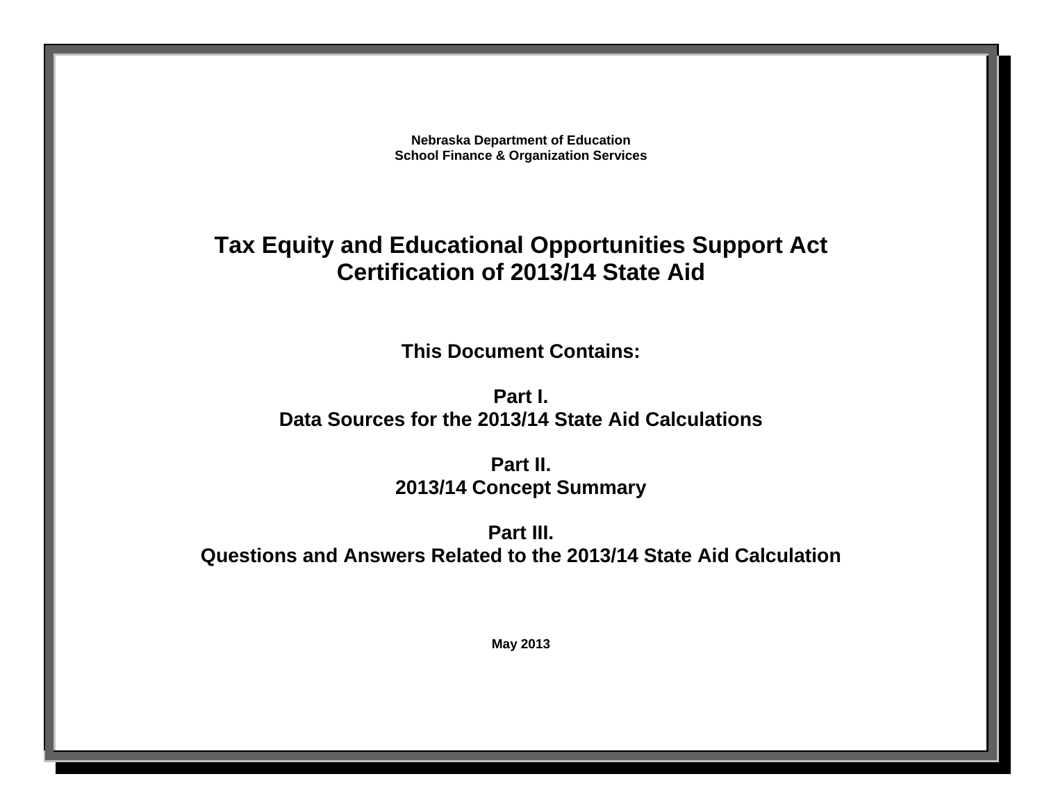**Nebraska Department of Education**
**School Finance & Organization Services**

# Tax Equity and Educational Opportunities Support Act
# Certification of 2013/14 State Aid

## This Document Contains:

**Part I.**
**Data Sources for the 2013/14 State Aid Calculations**

**Part II.**
**2013/14 Concept Summary**

**Part III.**
**Questions and Answers Related to the 2013/14 State Aid Calculation**

**May 2013**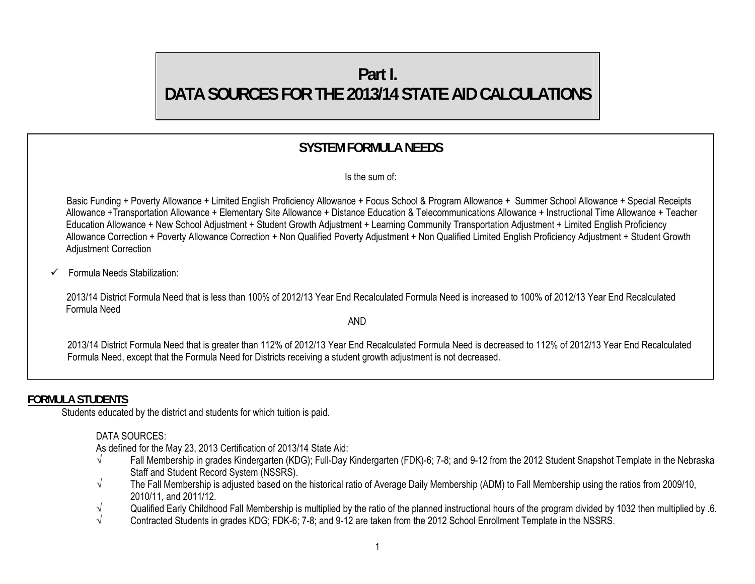# Part I.
# DATA SOURCES FOR THE 2013/14 STATE AID CALCULATIONS

## SYSTEM FORMULA NEEDS

Is the sum of:

Basic Funding + Poverty Allowance + Limited English Proficiency Allowance + Focus School & Program Allowance + Summer School Allowance + Special Receipts Allowance +Transportation Allowance + Elementary Site Allowance + Distance Education & Telecommunications Allowance + Instructional Time Allowance + Teacher Education Allowance + New School Adjustment + Student Growth Adjustment + Learning Community Transportation Adjustment + Limited English Proficiency Allowance Correction + Poverty Allowance Correction + Non Qualified Poverty Adjustment + Non Qualified Limited English Proficiency Adjustment + Student Growth Adjustment Correction

✓ Formula Needs Stabilization:

2013/14 District Formula Need that is less than 100% of 2012/13 Year End Recalculated Formula Need is increased to 100% of 2012/13 Year End Recalculated Formula Need

AND

2013/14 District Formula Need that is greater than 112% of 2012/13 Year End Recalculated Formula Need is decreased to 112% of 2012/13 Year End Recalculated Formula Need, except that the Formula Need for Districts receiving a student growth adjustment is not decreased.

## FORMULA STUDENTS

Students educated by the district and students for which tuition is paid.

DATA SOURCES:

As defined for the May 23, 2013 Certification of 2013/14 State Aid:

- √ Fall Membership in grades Kindergarten (KDG); Full-Day Kindergarten (FDK)-6; 7-8; and 9-12 from the 2012 Student Snapshot Template in the Nebraska Staff and Student Record System (NSSRS).
- √ The Fall Membership is adjusted based on the historical ratio of Average Daily Membership (ADM) to Fall Membership using the ratios from 2009/10, 2010/11, and 2011/12.
- √ Qualified Early Childhood Fall Membership is multiplied by the ratio of the planned instructional hours of the program divided by 1032 then multiplied by .6.
- √ Contracted Students in grades KDG; FDK-6; 7-8; and 9-12 are taken from the 2012 School Enrollment Template in the NSSRS.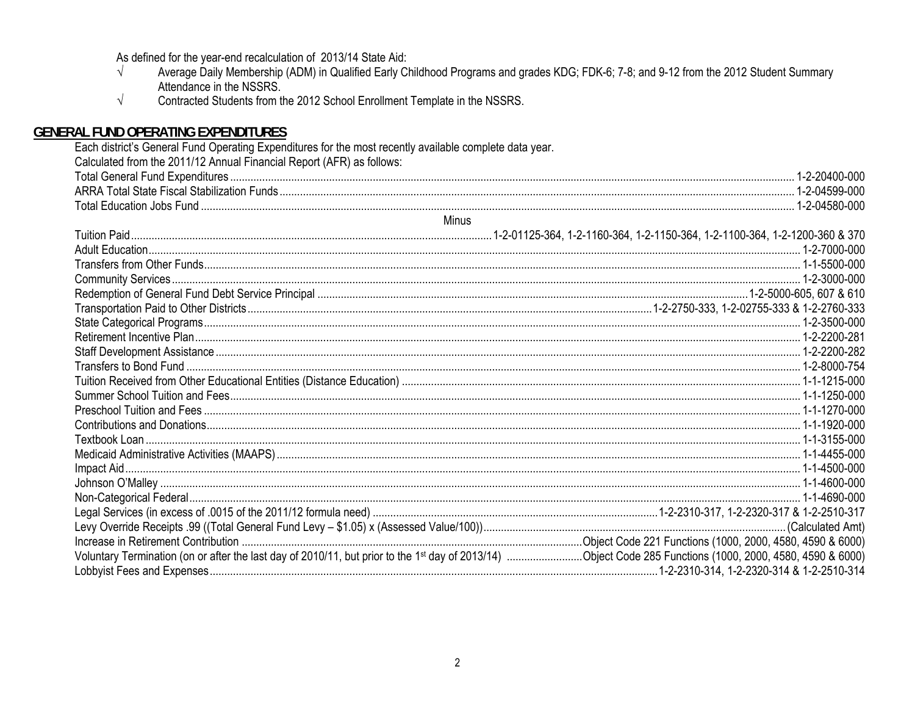As defined for the year-end recalculation of 2013/14 State Aid:

- √ Average Daily Membership (ADM) in Qualified Early Childhood Programs and grades KDG; FDK-6; 7-8; and 9-12 from the 2012 Student Summary Attendance in the NSSRS.
- √ Contracted Students from the 2012 School Enrollment Template in the NSSRS.

## GENERAL FUND OPERATING EXPENDITURES

Each district's General Fund Operating Expenditures for the most recently available complete data year.

Calculated from the 2011/12 Annual Financial Report (AFR) as follows:

| Item | Code |
|---|---|
| Total General Fund Expenditures | 1-2-20400-000 |
| ARRA Total State Fiscal Stabilization Funds | 1-2-04599-000 |
| Total Education Jobs Fund | 1-2-04580-000 |
| **Minus** | |
| Tuition Paid | 1-2-01125-364, 1-2-1160-364, 1-2-1150-364, 1-2-1100-364, 1-2-1200-360 & 370 |
| Adult Education | 1-2-7000-000 |
| Transfers from Other Funds | 1-1-5500-000 |
| Community Services | 1-2-3000-000 |
| Redemption of General Fund Debt Service Principal | 1-2-5000-605, 607 & 610 |
| Transportation Paid to Other Districts | 1-2-2750-333, 1-2-02755-333 & 1-2-2760-333 |
| State Categorical Programs | 1-2-3500-000 |
| Retirement Incentive Plan | 1-2-2200-281 |
| Staff Development Assistance | 1-2-2200-282 |
| Transfers to Bond Fund | 1-2-8000-754 |
| Tuition Received from Other Educational Entities (Distance Education) | 1-1-1215-000 |
| Summer School Tuition and Fees | 1-1-1250-000 |
| Preschool Tuition and Fees | 1-1-1270-000 |
| Contributions and Donations | 1-1-1920-000 |
| Textbook Loan | 1-1-3155-000 |
| Medicaid Administrative Activities (MAAPS) | 1-1-4455-000 |
| Impact Aid | 1-1-4500-000 |
| Johnson O'Malley | 1-1-4600-000 |
| Non-Categorical Federal | 1-1-4690-000 |
| Legal Services (in excess of .0015 of the 2011/12 formula need) | 1-2-2310-317, 1-2-2320-317 & 1-2-2510-317 |
| Levy Override Receipts .99 ((Total General Fund Levy – $1.05) x (Assessed Value/100)) | (Calculated Amt) |
| Increase in Retirement Contribution | Object Code 221 Functions (1000, 2000, 4580, 4590 & 6000) |
| Voluntary Termination (on or after the last day of 2010/11, but prior to the 1st day of 2013/14) | Object Code 285 Functions (1000, 2000, 4580, 4590 & 6000) |
| Lobbyist Fees and Expenses | 1-2-2310-314, 1-2-2320-314 & 1-2-2510-314 |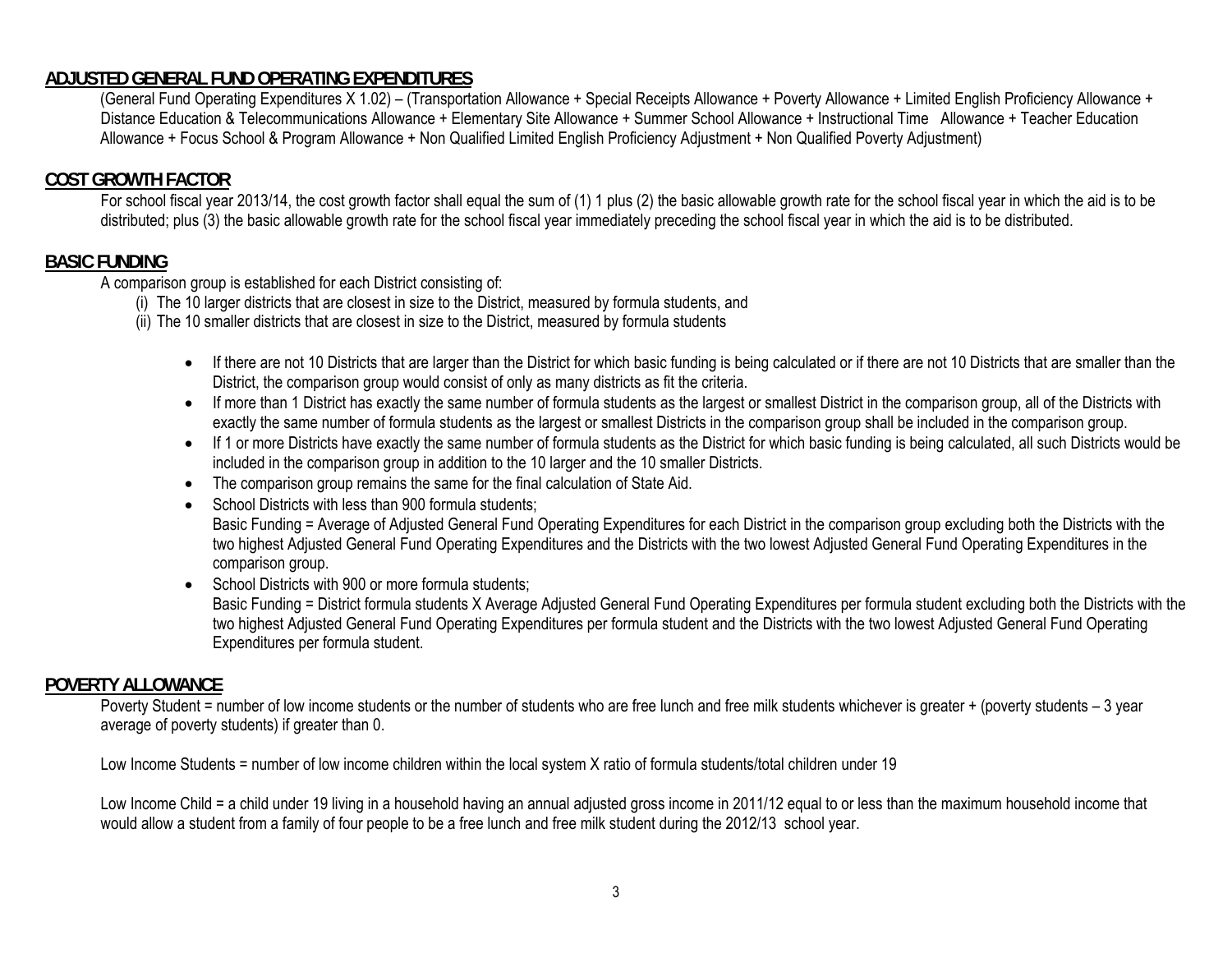## ADJUSTED GENERAL FUND OPERATING EXPENDITURES

(General Fund Operating Expenditures X 1.02) – (Transportation Allowance + Special Receipts Allowance + Poverty Allowance + Limited English Proficiency Allowance + Distance Education & Telecommunications Allowance + Elementary Site Allowance + Summer School Allowance + Instructional Time Allowance + Teacher Education Allowance + Focus School & Program Allowance + Non Qualified Limited English Proficiency Adjustment + Non Qualified Poverty Adjustment)

## COST GROWTH FACTOR

For school fiscal year 2013/14, the cost growth factor shall equal the sum of (1) 1 plus (2) the basic allowable growth rate for the school fiscal year in which the aid is to be distributed; plus (3) the basic allowable growth rate for the school fiscal year immediately preceding the school fiscal year in which the aid is to be distributed.

## BASIC FUNDING

A comparison group is established for each District consisting of:

(i) The 10 larger districts that are closest in size to the District, measured by formula students, and
(ii) The 10 smaller districts that are closest in size to the District, measured by formula students

- If there are not 10 Districts that are larger than the District for which basic funding is being calculated or if there are not 10 Districts that are smaller than the District, the comparison group would consist of only as many districts as fit the criteria.
- If more than 1 District has exactly the same number of formula students as the largest or smallest District in the comparison group, all of the Districts with exactly the same number of formula students as the largest or smallest Districts in the comparison group shall be included in the comparison group.
- If 1 or more Districts have exactly the same number of formula students as the District for which basic funding is being calculated, all such Districts would be included in the comparison group in addition to the 10 larger and the 10 smaller Districts.
- The comparison group remains the same for the final calculation of State Aid.
- School Districts with less than 900 formula students;
  Basic Funding = Average of Adjusted General Fund Operating Expenditures for each District in the comparison group excluding both the Districts with the two highest Adjusted General Fund Operating Expenditures and the Districts with the two lowest Adjusted General Fund Operating Expenditures in the comparison group.
- School Districts with 900 or more formula students;
  Basic Funding = District formula students X Average Adjusted General Fund Operating Expenditures per formula student excluding both the Districts with the two highest Adjusted General Fund Operating Expenditures per formula student and the Districts with the two lowest Adjusted General Fund Operating Expenditures per formula student.

## POVERTY ALLOWANCE

Poverty Student = number of low income students or the number of students who are free lunch and free milk students whichever is greater + (poverty students – 3 year average of poverty students) if greater than 0.

Low Income Students = number of low income children within the local system X ratio of formula students/total children under 19

Low Income Child = a child under 19 living in a household having an annual adjusted gross income in 2011/12 equal to or less than the maximum household income that would allow a student from a family of four people to be a free lunch and free milk student during the 2012/13 school year.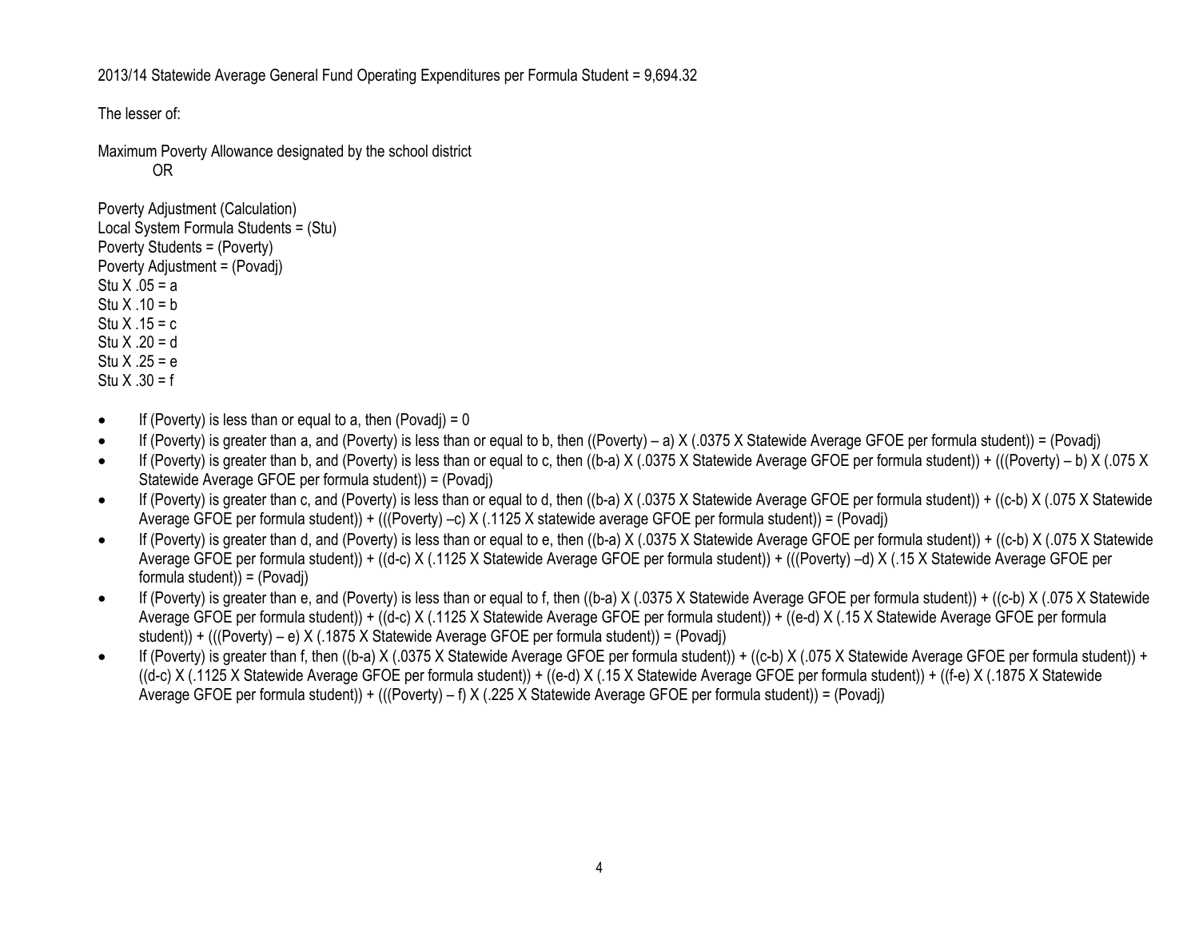2013/14 Statewide Average General Fund Operating Expenditures per Formula Student = 9,694.32

The lesser of:

Maximum Poverty Allowance designated by the school district
OR

Poverty Adjustment (Calculation)
Local System Formula Students = (Stu)
Poverty Students = (Poverty)
Poverty Adjustment = (Povadj)
Stu X .05 = a
Stu X .10 = b
Stu X .15 = c
Stu X .20 = d
Stu X .25 = e
Stu X .30 = f

- If (Poverty) is less than or equal to a, then (Povadj) = 0
- If (Poverty) is greater than a, and (Poverty) is less than or equal to b, then ((Poverty) – a) X (.0375 X Statewide Average GFOE per formula student)) = (Povadj)
- If (Poverty) is greater than b, and (Poverty) is less than or equal to c, then ((b-a) X (.0375 X Statewide Average GFOE per formula student)) + (((Poverty) – b) X (.075 X Statewide Average GFOE per formula student)) = (Povadj)
- If (Poverty) is greater than c, and (Poverty) is less than or equal to d, then ((b-a) X (.0375 X Statewide Average GFOE per formula student)) + ((c-b) X (.075 X Statewide Average GFOE per formula student)) + (((Poverty) –c) X (.1125 X statewide average GFOE per formula student)) = (Povadj)
- If (Poverty) is greater than d, and (Poverty) is less than or equal to e, then ((b-a) X (.0375 X Statewide Average GFOE per formula student)) + ((c-b) X (.075 X Statewide Average GFOE per formula student)) + ((d-c) X (.1125 X Statewide Average GFOE per formula student)) + (((Poverty) –d) X (.15 X Statewide Average GFOE per formula student)) = (Povadj)
- If (Poverty) is greater than e, and (Poverty) is less than or equal to f, then ((b-a) X (.0375 X Statewide Average GFOE per formula student)) + ((c-b) X (.075 X Statewide Average GFOE per formula student)) + ((d-c) X (.1125 X Statewide Average GFOE per formula student)) + ((e-d) X (.15 X Statewide Average GFOE per formula student)) + (((Poverty) – e) X (.1875 X Statewide Average GFOE per formula student)) = (Povadj)
- If (Poverty) is greater than f, then ((b-a) X (.0375 X Statewide Average GFOE per formula student)) + ((c-b) X (.075 X Statewide Average GFOE per formula student)) + ((d-c) X (.1125 X Statewide Average GFOE per formula student)) + ((e-d) X (.15 X Statewide Average GFOE per formula student)) + ((f-e) X (.1875 X Statewide Average GFOE per formula student)) + (((Poverty) – f) X (.225 X Statewide Average GFOE per formula student)) = (Povadj)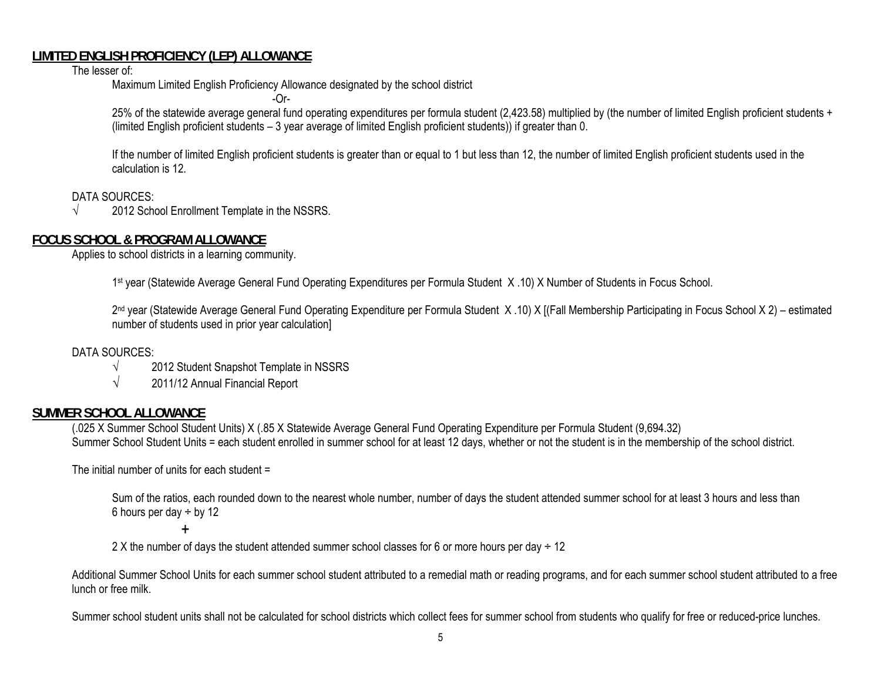## LIMITED ENGLISH PROFICIENCY (LEP) ALLOWANCE

The lesser of:

Maximum Limited English Proficiency Allowance designated by the school district

-Or-

25% of the statewide average general fund operating expenditures per formula student (2,423.58) multiplied by (the number of limited English proficient students + (limited English proficient students – 3 year average of limited English proficient students)) if greater than 0.

If the number of limited English proficient students is greater than or equal to 1 but less than 12, the number of limited English proficient students used in the calculation is 12.

DATA SOURCES:

√ 2012 School Enrollment Template in the NSSRS.

## FOCUS SCHOOL & PROGRAM ALLOWANCE

Applies to school districts in a learning community.

1st year (Statewide Average General Fund Operating Expenditures per Formula Student X .10) X Number of Students in Focus School.

2nd year (Statewide Average General Fund Operating Expenditure per Formula Student X .10) X [(Fall Membership Participating in Focus School X 2) – estimated number of students used in prior year calculation]

DATA SOURCES:

√ 2012 Student Snapshot Template in NSSRS

√ 2011/12 Annual Financial Report

## SUMMER SCHOOL ALLOWANCE

(.025 X Summer School Student Units) X (.85 X Statewide Average General Fund Operating Expenditure per Formula Student (9,694.32)

Summer School Student Units = each student enrolled in summer school for at least 12 days, whether or not the student is in the membership of the school district.

The initial number of units for each student =

Sum of the ratios, each rounded down to the nearest whole number, number of days the student attended summer school for at least 3 hours and less than 6 hours per day ÷ by 12

+

2 X the number of days the student attended summer school classes for 6 or more hours per day ÷ 12

Additional Summer School Units for each summer school student attributed to a remedial math or reading programs, and for each summer school student attributed to a free lunch or free milk.

Summer school student units shall not be calculated for school districts which collect fees for summer school from students who qualify for free or reduced-price lunches.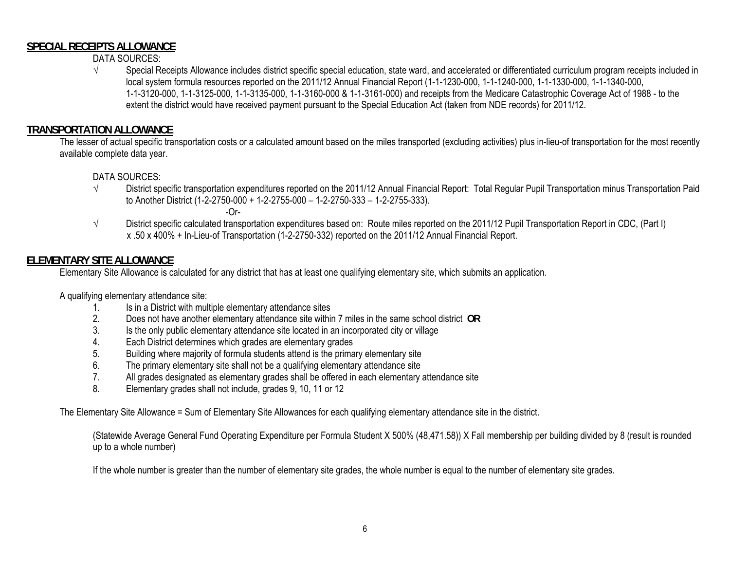## SPECIAL RECEIPTS ALLOWANCE

DATA SOURCES:

- √ Special Receipts Allowance includes district specific special education, state ward, and accelerated or differentiated curriculum program receipts included in local system formula resources reported on the 2011/12 Annual Financial Report (1-1-1230-000, 1-1-1240-000, 1-1-1330-000, 1-1-1340-000, 1-1-3120-000, 1-1-3125-000, 1-1-3135-000, 1-1-3160-000 & 1-1-3161-000) and receipts from the Medicare Catastrophic Coverage Act of 1988 - to the extent the district would have received payment pursuant to the Special Education Act (taken from NDE records) for 2011/12.

## TRANSPORTATION ALLOWANCE

The lesser of actual specific transportation costs or a calculated amount based on the miles transported (excluding activities) plus in-lieu-of transportation for the most recently available complete data year.

DATA SOURCES:

- √ District specific transportation expenditures reported on the 2011/12 Annual Financial Report: Total Regular Pupil Transportation minus Transportation Paid to Another District (1-2-2750-000 + 1-2-2755-000 – 1-2-2750-333 – 1-2-2755-333).

  -Or-

- √ District specific calculated transportation expenditures based on: Route miles reported on the 2011/12 Pupil Transportation Report in CDC, (Part I) x .50 x 400% + In-Lieu-of Transportation (1-2-2750-332) reported on the 2011/12 Annual Financial Report.

## ELEMENTARY SITE ALLOWANCE

Elementary Site Allowance is calculated for any district that has at least one qualifying elementary site, which submits an application.

A qualifying elementary attendance site:

1. Is in a District with multiple elementary attendance sites
2. Does not have another elementary attendance site within 7 miles in the same school district **OR**
3. Is the only public elementary attendance site located in an incorporated city or village
4. Each District determines which grades are elementary grades
5. Building where majority of formula students attend is the primary elementary site
6. The primary elementary site shall not be a qualifying elementary attendance site
7. All grades designated as elementary grades shall be offered in each elementary attendance site
8. Elementary grades shall not include, grades 9, 10, 11 or 12

The Elementary Site Allowance = Sum of Elementary Site Allowances for each qualifying elementary attendance site in the district.

(Statewide Average General Fund Operating Expenditure per Formula Student X 500% (48,471.58)) X Fall membership per building divided by 8 (result is rounded up to a whole number)

If the whole number is greater than the number of elementary site grades, the whole number is equal to the number of elementary site grades.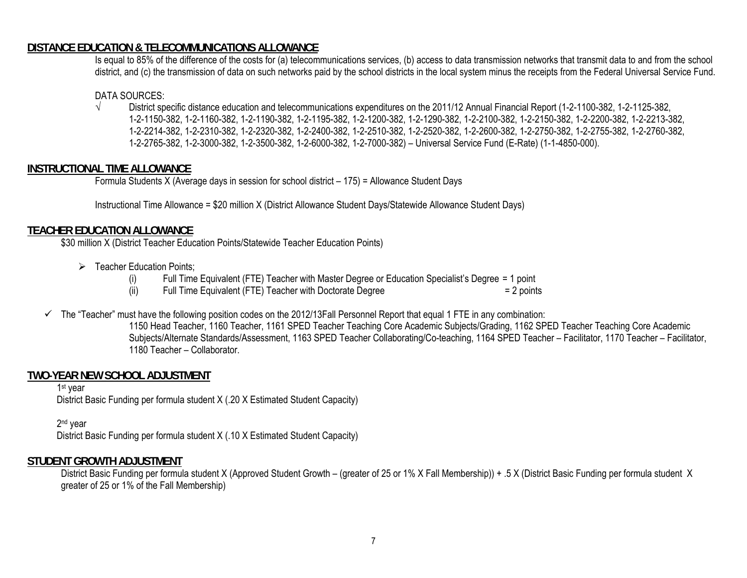## DISTANCE EDUCATION & TELECOMMUNICATIONS ALLOWANCE

Is equal to 85% of the difference of the costs for (a) telecommunications services, (b) access to data transmission networks that transmit data to and from the school district, and (c) the transmission of data on such networks paid by the school districts in the local system minus the receipts from the Federal Universal Service Fund.

DATA SOURCES:

- √ District specific distance education and telecommunications expenditures on the 2011/12 Annual Financial Report (1-2-1100-382, 1-2-1125-382, 1-2-1150-382, 1-2-1160-382, 1-2-1190-382, 1-2-1195-382, 1-2-1200-382, 1-2-1290-382, 1-2-2100-382, 1-2-2150-382, 1-2-2200-382, 1-2-2213-382, 1-2-2214-382, 1-2-2310-382, 1-2-2320-382, 1-2-2400-382, 1-2-2510-382, 1-2-2520-382, 1-2-2600-382, 1-2-2750-382, 1-2-2755-382, 1-2-2760-382, 1-2-2765-382, 1-2-3000-382, 1-2-3500-382, 1-2-6000-382, 1-2-7000-382) – Universal Service Fund (E-Rate) (1-1-4850-000).

## INSTRUCTIONAL TIME ALLOWANCE

Formula Students X (Average days in session for school district – 175) = Allowance Student Days

Instructional Time Allowance = $20 million X (District Allowance Student Days/Statewide Allowance Student Days)

## TEACHER EDUCATION ALLOWANCE

$30 million X (District Teacher Education Points/Statewide Teacher Education Points)

- Teacher Education Points;
  - (i) Full Time Equivalent (FTE) Teacher with Master Degree or Education Specialist's Degree = 1 point
  - (ii) Full Time Equivalent (FTE) Teacher with Doctorate Degree = 2 points

- ✓ The "Teacher" must have the following position codes on the 2012/13Fall Personnel Report that equal 1 FTE in any combination:
  1150 Head Teacher, 1160 Teacher, 1161 SPED Teacher Teaching Core Academic Subjects/Grading, 1162 SPED Teacher Teaching Core Academic Subjects/Alternate Standards/Assessment, 1163 SPED Teacher Collaborating/Co-teaching, 1164 SPED Teacher – Facilitator, 1170 Teacher – Facilitator, 1180 Teacher – Collaborator.

## TWO-YEAR NEW SCHOOL ADJUSTMENT

1st year
District Basic Funding per formula student X (.20 X Estimated Student Capacity)

2nd year
District Basic Funding per formula student X (.10 X Estimated Student Capacity)

## STUDENT GROWTH ADJUSTMENT

District Basic Funding per formula student X (Approved Student Growth – (greater of 25 or 1% X Fall Membership)) + .5 X (District Basic Funding per formula student X greater of 25 or 1% of the Fall Membership)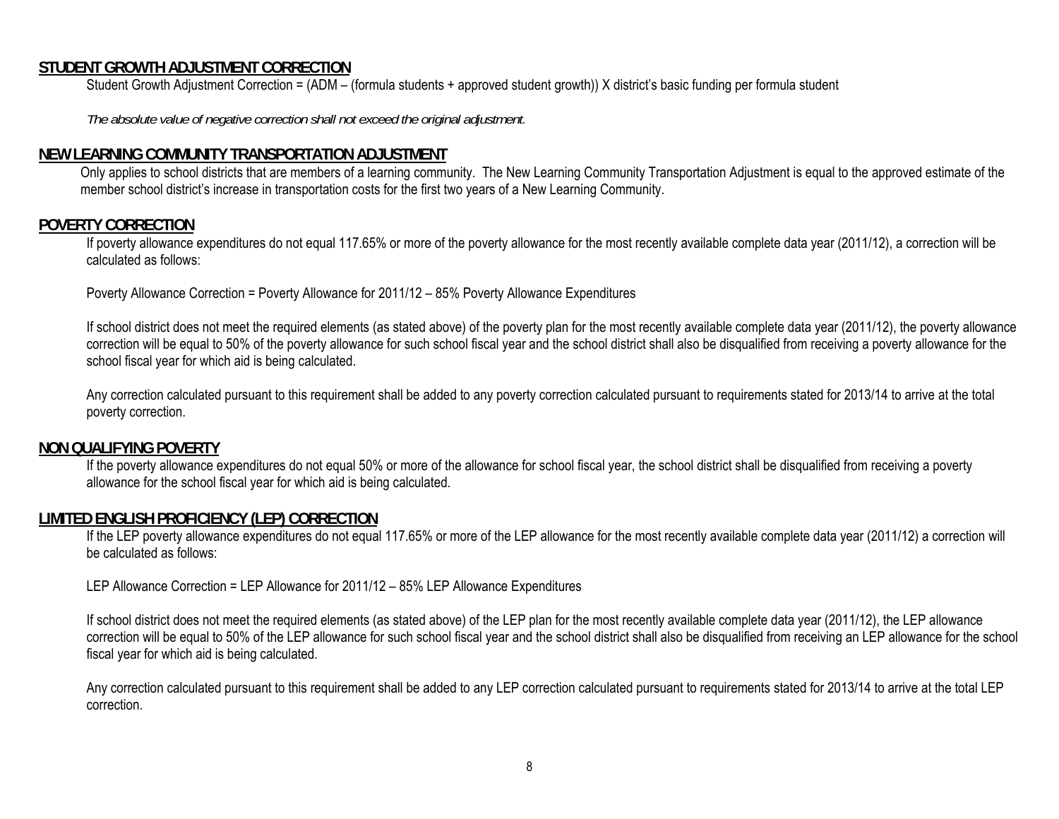## STUDENT GROWTH ADJUSTMENT CORRECTION

Student Growth Adjustment Correction = (ADM – (formula students + approved student growth)) X district's basic funding per formula student

*The absolute value of negative correction shall not exceed the original adjustment.*

## NEW LEARNING COMMUNITY TRANSPORTATION ADJUSTMENT

Only applies to school districts that are members of a learning community. The New Learning Community Transportation Adjustment is equal to the approved estimate of the member school district's increase in transportation costs for the first two years of a New Learning Community.

## POVERTY CORRECTION

If poverty allowance expenditures do not equal 117.65% or more of the poverty allowance for the most recently available complete data year (2011/12), a correction will be calculated as follows:

Poverty Allowance Correction = Poverty Allowance for 2011/12 – 85% Poverty Allowance Expenditures

If school district does not meet the required elements (as stated above) of the poverty plan for the most recently available complete data year (2011/12), the poverty allowance correction will be equal to 50% of the poverty allowance for such school fiscal year and the school district shall also be disqualified from receiving a poverty allowance for the school fiscal year for which aid is being calculated.

Any correction calculated pursuant to this requirement shall be added to any poverty correction calculated pursuant to requirements stated for 2013/14 to arrive at the total poverty correction.

## NON QUALIFYING POVERTY

If the poverty allowance expenditures do not equal 50% or more of the allowance for school fiscal year, the school district shall be disqualified from receiving a poverty allowance for the school fiscal year for which aid is being calculated.

## LIMITED ENGLISH PROFICIENCY (LEP) CORRECTION

If the LEP poverty allowance expenditures do not equal 117.65% or more of the LEP allowance for the most recently available complete data year (2011/12) a correction will be calculated as follows:

LEP Allowance Correction = LEP Allowance for 2011/12 – 85% LEP Allowance Expenditures

If school district does not meet the required elements (as stated above) of the LEP plan for the most recently available complete data year (2011/12), the LEP allowance correction will be equal to 50% of the LEP allowance for such school fiscal year and the school district shall also be disqualified from receiving an LEP allowance for the school fiscal year for which aid is being calculated.

Any correction calculated pursuant to this requirement shall be added to any LEP correction calculated pursuant to requirements stated for 2013/14 to arrive at the total LEP correction.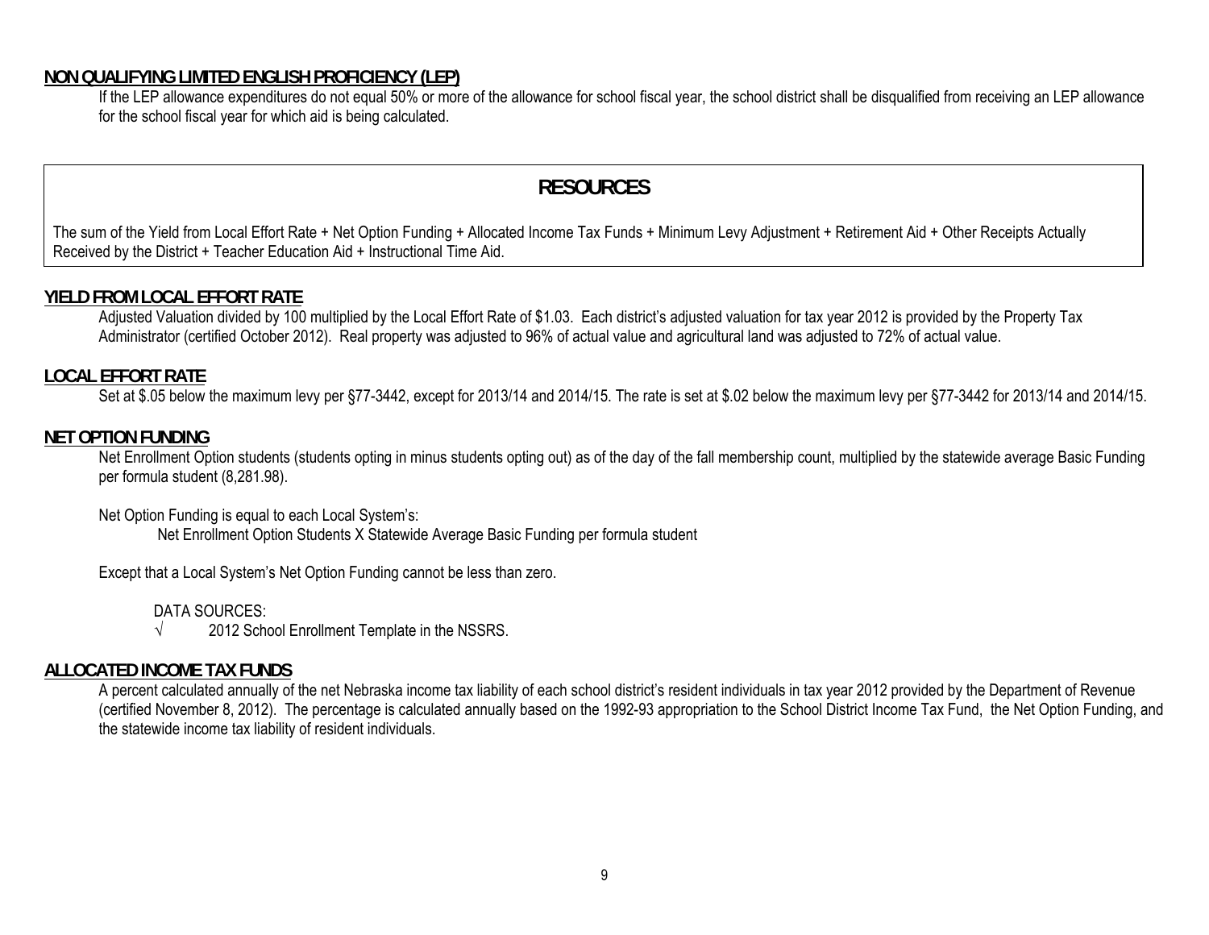## NON QUALIFYING LIMITED ENGLISH PROFICIENCY (LEP)

If the LEP allowance expenditures do not equal 50% or more of the allowance for school fiscal year, the school district shall be disqualified from receiving an LEP allowance for the school fiscal year for which aid is being calculated.

# RESOURCES

The sum of the Yield from Local Effort Rate + Net Option Funding + Allocated Income Tax Funds + Minimum Levy Adjustment + Retirement Aid + Other Receipts Actually Received by the District + Teacher Education Aid + Instructional Time Aid.

## YIELD FROM LOCAL EFFORT RATE

Adjusted Valuation divided by 100 multiplied by the Local Effort Rate of $1.03. Each district's adjusted valuation for tax year 2012 is provided by the Property Tax Administrator (certified October 2012). Real property was adjusted to 96% of actual value and agricultural land was adjusted to 72% of actual value.

## LOCAL EFFORT RATE

Set at $.05 below the maximum levy per §77-3442, except for 2013/14 and 2014/15. The rate is set at $.02 below the maximum levy per §77-3442 for 2013/14 and 2014/15.

## NET OPTION FUNDING

Net Enrollment Option students (students opting in minus students opting out) as of the day of the fall membership count, multiplied by the statewide average Basic Funding per formula student (8,281.98).

Net Option Funding is equal to each Local System's:

Net Enrollment Option Students X Statewide Average Basic Funding per formula student

Except that a Local System's Net Option Funding cannot be less than zero.

DATA SOURCES:

√ 2012 School Enrollment Template in the NSSRS.

## ALLOCATED INCOME TAX FUNDS

A percent calculated annually of the net Nebraska income tax liability of each school district's resident individuals in tax year 2012 provided by the Department of Revenue (certified November 8, 2012). The percentage is calculated annually based on the 1992-93 appropriation to the School District Income Tax Fund, the Net Option Funding, and the statewide income tax liability of resident individuals.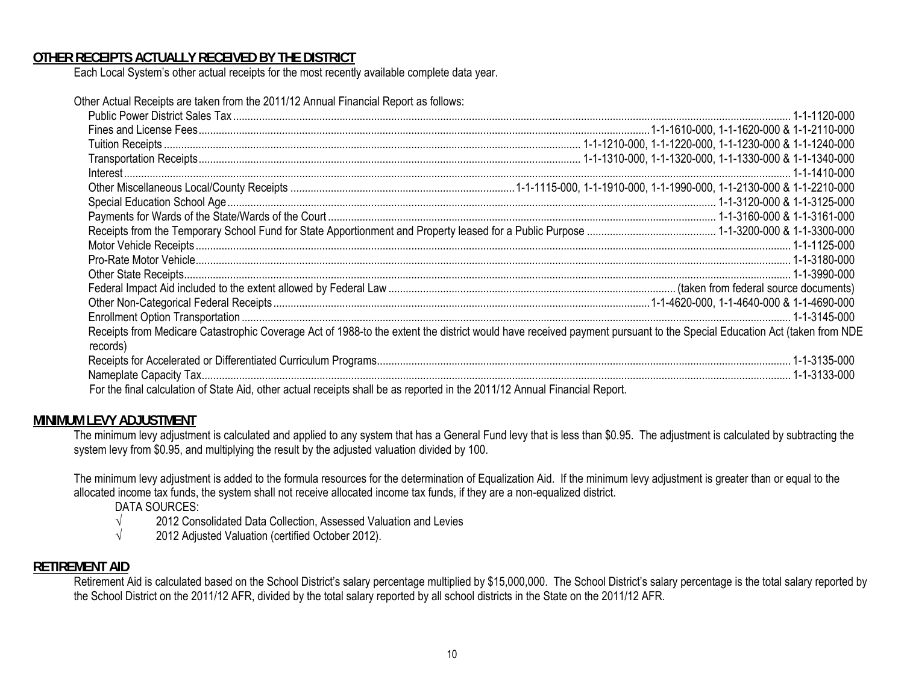## OTHER RECEIPTS ACTUALLY RECEIVED BY THE DISTRICT

Each Local System's other actual receipts for the most recently available complete data year.

Other Actual Receipts are taken from the 2011/12 Annual Financial Report as follows:

- Public Power District Sales Tax ........ 1-1-1120-000
- Fines and License Fees ........ 1-1-1610-000, 1-1-1620-000 & 1-1-2110-000
- Tuition Receipts ........ 1-1-1210-000, 1-1-1220-000, 1-1-1230-000 & 1-1-1240-000
- Transportation Receipts ........ 1-1-1310-000, 1-1-1320-000, 1-1-1330-000 & 1-1-1340-000
- Interest ........ 1-1-1410-000
- Other Miscellaneous Local/County Receipts ........ 1-1-1115-000, 1-1-1910-000, 1-1-1990-000, 1-1-2130-000 & 1-1-2210-000
- Special Education School Age ........ 1-1-3120-000 & 1-1-3125-000
- Payments for Wards of the State/Wards of the Court ........ 1-1-3160-000 & 1-1-3161-000
- Receipts from the Temporary School Fund for State Apportionment and Property leased for a Public Purpose ........ 1-1-3200-000 & 1-1-3300-000
- Motor Vehicle Receipts ........ 1-1-1125-000
- Pro-Rate Motor Vehicle ........ 1-1-3180-000
- Other State Receipts ........ 1-1-3990-000
- Federal Impact Aid included to the extent allowed by Federal Law ........ (taken from federal source documents)
- Other Non-Categorical Federal Receipts ........ 1-1-4620-000, 1-1-4640-000 & 1-1-4690-000
- Enrollment Option Transportation ........ 1-1-3145-000
- Receipts from Medicare Catastrophic Coverage Act of 1988-to the extent the district would have received payment pursuant to the Special Education Act (taken from NDE records)
- Receipts for Accelerated or Differentiated Curriculum Programs ........ 1-1-3135-000
- Nameplate Capacity Tax ........ 1-1-3133-000

For the final calculation of State Aid, other actual receipts shall be as reported in the 2011/12 Annual Financial Report.

## MINIMUM LEVY ADJUSTMENT

The minimum levy adjustment is calculated and applied to any system that has a General Fund levy that is less than $0.95. The adjustment is calculated by subtracting the system levy from $0.95, and multiplying the result by the adjusted valuation divided by 100.

The minimum levy adjustment is added to the formula resources for the determination of Equalization Aid. If the minimum levy adjustment is greater than or equal to the allocated income tax funds, the system shall not receive allocated income tax funds, if they are a non-equalized district.

DATA SOURCES:

- √ 2012 Consolidated Data Collection, Assessed Valuation and Levies
- √ 2012 Adjusted Valuation (certified October 2012).

## RETIREMENT AID

Retirement Aid is calculated based on the School District's salary percentage multiplied by $15,000,000. The School District's salary percentage is the total salary reported by the School District on the 2011/12 AFR, divided by the total salary reported by all school districts in the State on the 2011/12 AFR.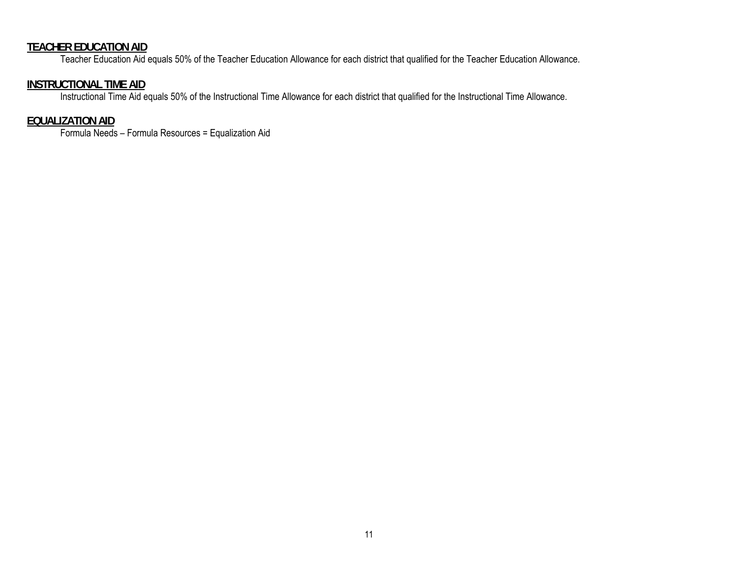## TEACHER EDUCATION AID

Teacher Education Aid equals 50% of the Teacher Education Allowance for each district that qualified for the Teacher Education Allowance.

## INSTRUCTIONAL TIME AID

Instructional Time Aid equals 50% of the Instructional Time Allowance for each district that qualified for the Instructional Time Allowance.

## EQUALIZATION AID

Formula Needs – Formula Resources = Equalization Aid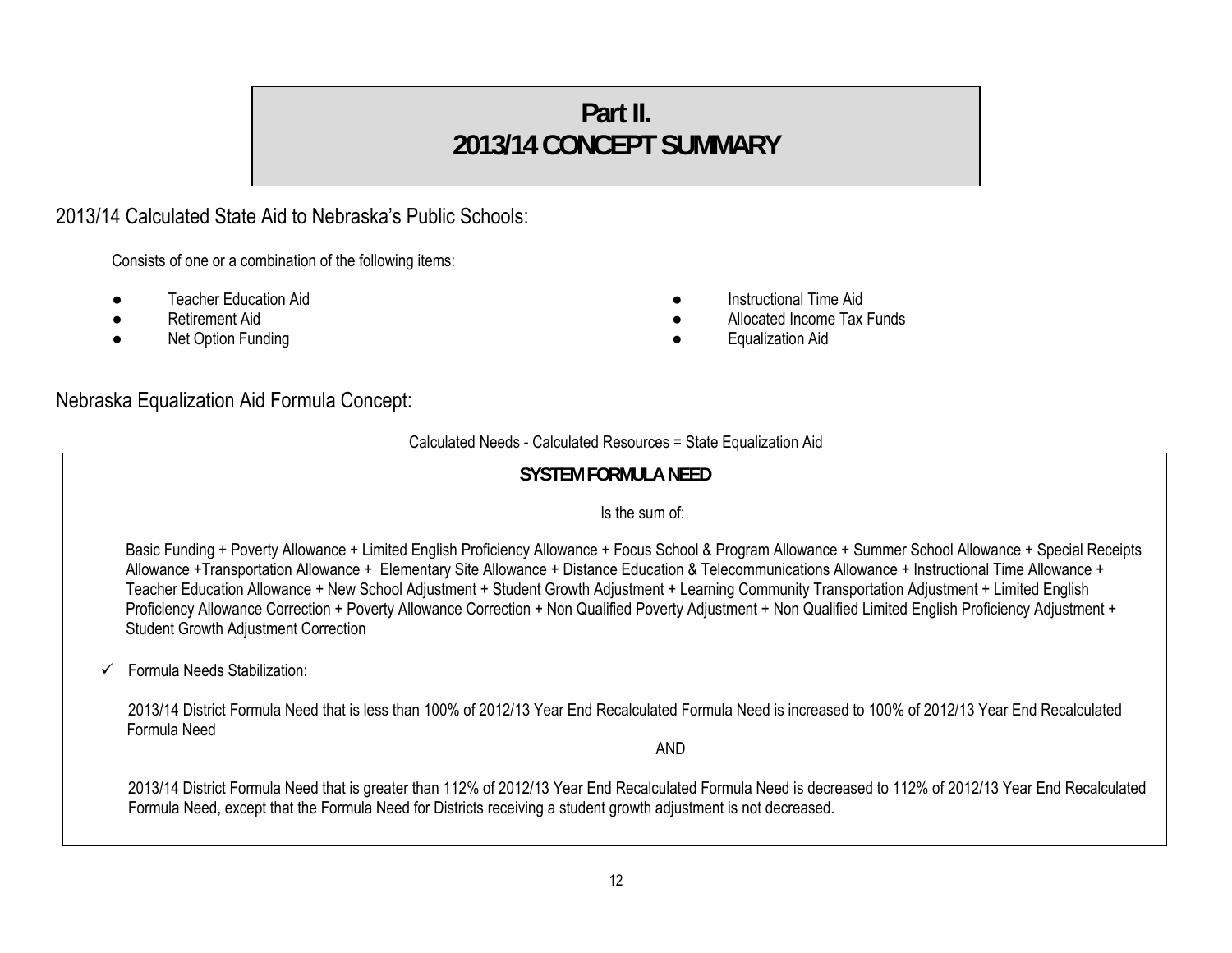# Part II.
# 2013/14 CONCEPT SUMMARY

## 2013/14 Calculated State Aid to Nebraska's Public Schools:

Consists of one or a combination of the following items:

- Teacher Education Aid
- Retirement Aid
- Net Option Funding
- Instructional Time Aid
- Allocated Income Tax Funds
- Equalization Aid

## Nebraska Equalization Aid Formula Concept:

Calculated Needs - Calculated Resources = State Equalization Aid

### SYSTEM FORMULA NEED

Is the sum of:

Basic Funding + Poverty Allowance + Limited English Proficiency Allowance + Focus School & Program Allowance + Summer School Allowance + Special Receipts Allowance +Transportation Allowance + Elementary Site Allowance + Distance Education & Telecommunications Allowance + Instructional Time Allowance + Teacher Education Allowance + New School Adjustment + Student Growth Adjustment + Learning Community Transportation Adjustment + Limited English Proficiency Allowance Correction + Poverty Allowance Correction + Non Qualified Poverty Adjustment + Non Qualified Limited English Proficiency Adjustment + Student Growth Adjustment Correction

✓ Formula Needs Stabilization:

2013/14 District Formula Need that is less than 100% of 2012/13 Year End Recalculated Formula Need is increased to 100% of 2012/13 Year End Recalculated Formula Need

AND

2013/14 District Formula Need that is greater than 112% of 2012/13 Year End Recalculated Formula Need is decreased to 112% of 2012/13 Year End Recalculated Formula Need, except that the Formula Need for Districts receiving a student growth adjustment is not decreased.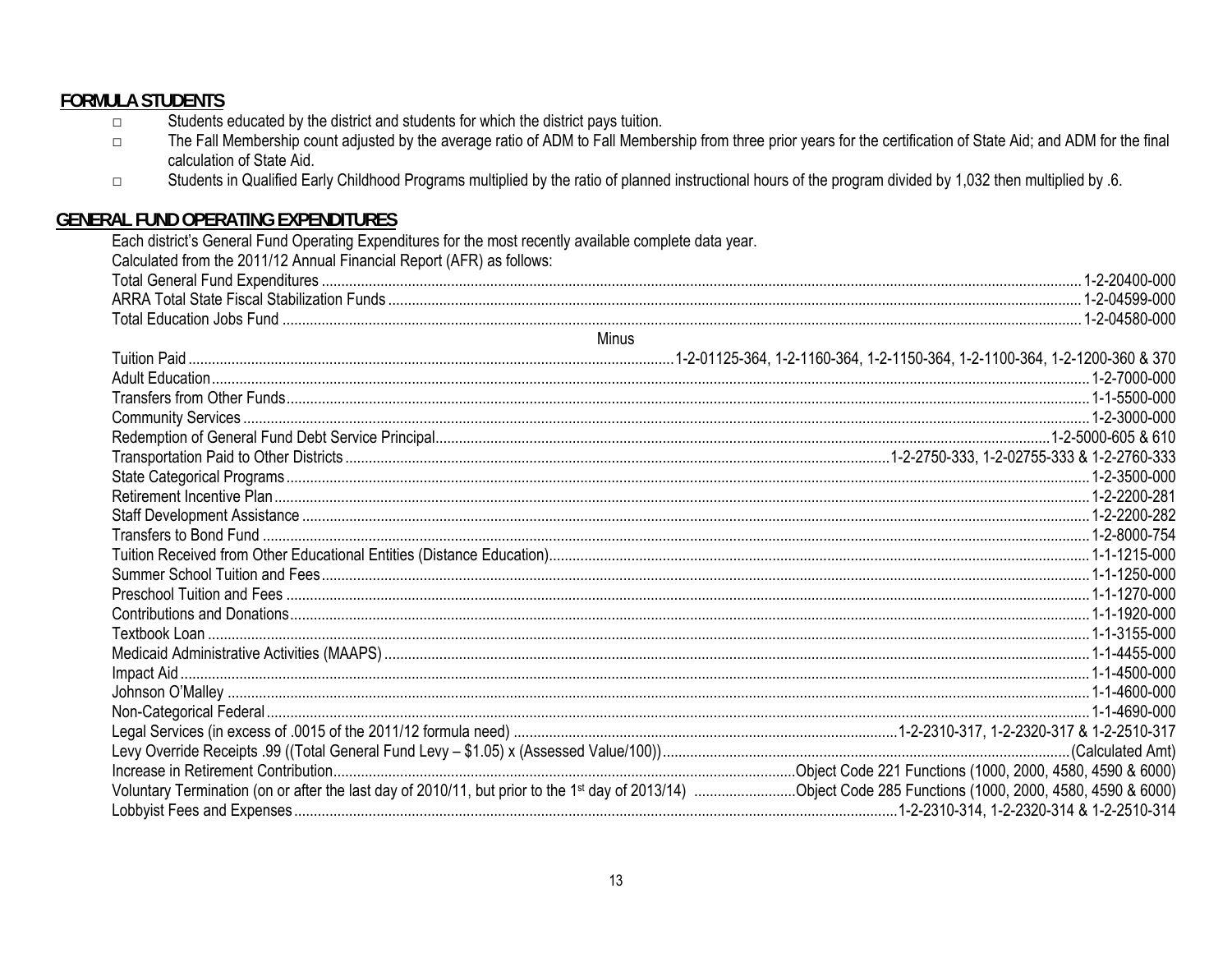## FORMULA STUDENTS

- Students educated by the district and students for which the district pays tuition.
- The Fall Membership count adjusted by the average ratio of ADM to Fall Membership from three prior years for the certification of State Aid; and ADM for the final calculation of State Aid.
- Students in Qualified Early Childhood Programs multiplied by the ratio of planned instructional hours of the program divided by 1,032 then multiplied by .6.

## GENERAL FUND OPERATING EXPENDITURES

Each district's General Fund Operating Expenditures for the most recently available complete data year.
Calculated from the 2011/12 Annual Financial Report (AFR) as follows:

| Item | Code |
|---|---|
| Total General Fund Expenditures | 1-2-20400-000 |
| ARRA Total State Fiscal Stabilization Funds | 1-2-04599-000 |
| Total Education Jobs Fund | 1-2-04580-000 |
| **Minus** | |
| Tuition Paid | 1-2-01125-364, 1-2-1160-364, 1-2-1150-364, 1-2-1100-364, 1-2-1200-360 & 370 |
| Adult Education | 1-2-7000-000 |
| Transfers from Other Funds | 1-1-5500-000 |
| Community Services | 1-2-3000-000 |
| Redemption of General Fund Debt Service Principal | 1-2-5000-605 & 610 |
| Transportation Paid to Other Districts | 1-2-2750-333, 1-2-02755-333 & 1-2-2760-333 |
| State Categorical Programs | 1-2-3500-000 |
| Retirement Incentive Plan | 1-2-2200-281 |
| Staff Development Assistance | 1-2-2200-282 |
| Transfers to Bond Fund | 1-2-8000-754 |
| Tuition Received from Other Educational Entities (Distance Education) | 1-1-1215-000 |
| Summer School Tuition and Fees | 1-1-1250-000 |
| Preschool Tuition and Fees | 1-1-1270-000 |
| Contributions and Donations | 1-1-1920-000 |
| Textbook Loan | 1-1-3155-000 |
| Medicaid Administrative Activities (MAAPS) | 1-1-4455-000 |
| Impact Aid | 1-1-4500-000 |
| Johnson O'Malley | 1-1-4600-000 |
| Non-Categorical Federal | 1-1-4690-000 |
| Legal Services (in excess of .0015 of the 2011/12 formula need) | 1-2-2310-317, 1-2-2320-317 & 1-2-2510-317 |
| Levy Override Receipts .99 ((Total General Fund Levy – $1.05) x (Assessed Value/100)) | (Calculated Amt) |
| Increase in Retirement Contribution | Object Code 221 Functions (1000, 2000, 4580, 4590 & 6000) |
| Voluntary Termination (on or after the last day of 2010/11, but prior to the 1st day of 2013/14) | Object Code 285 Functions (1000, 2000, 4580, 4590 & 6000) |
| Lobbyist Fees and Expenses | 1-2-2310-314, 1-2-2320-314 & 1-2-2510-314 |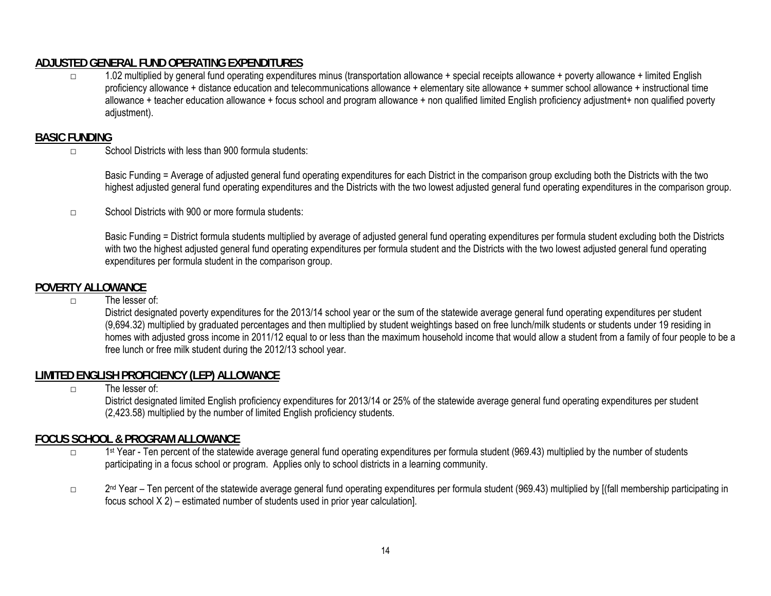## ADJUSTED GENERAL FUND OPERATING EXPENDITURES

- 1.02 multiplied by general fund operating expenditures minus (transportation allowance + special receipts allowance + poverty allowance + limited English proficiency allowance + distance education and telecommunications allowance + elementary site allowance + summer school allowance + instructional time allowance + teacher education allowance + focus school and program allowance + non qualified limited English proficiency adjustment+ non qualified poverty adjustment).

## BASIC FUNDING

- School Districts with less than 900 formula students:

  Basic Funding = Average of adjusted general fund operating expenditures for each District in the comparison group excluding both the Districts with the two highest adjusted general fund operating expenditures and the Districts with the two lowest adjusted general fund operating expenditures in the comparison group.

- School Districts with 900 or more formula students:

  Basic Funding = District formula students multiplied by average of adjusted general fund operating expenditures per formula student excluding both the Districts with two the highest adjusted general fund operating expenditures per formula student and the Districts with the two lowest adjusted general fund operating expenditures per formula student in the comparison group.

## POVERTY ALLOWANCE

- The lesser of:
  District designated poverty expenditures for the 2013/14 school year or the sum of the statewide average general fund operating expenditures per student (9,694.32) multiplied by graduated percentages and then multiplied by student weightings based on free lunch/milk students or students under 19 residing in homes with adjusted gross income in 2011/12 equal to or less than the maximum household income that would allow a student from a family of four people to be a free lunch or free milk student during the 2012/13 school year.

## LIMITED ENGLISH PROFICIENCY (LEP) ALLOWANCE

- The lesser of:
  District designated limited English proficiency expenditures for 2013/14 or 25% of the statewide average general fund operating expenditures per student (2,423.58) multiplied by the number of limited English proficiency students.

## FOCUS SCHOOL & PROGRAM ALLOWANCE

- 1st Year - Ten percent of the statewide average general fund operating expenditures per formula student (969.43) multiplied by the number of students participating in a focus school or program. Applies only to school districts in a learning community.

- 2nd Year – Ten percent of the statewide average general fund operating expenditures per formula student (969.43) multiplied by [(fall membership participating in focus school X 2) – estimated number of students used in prior year calculation].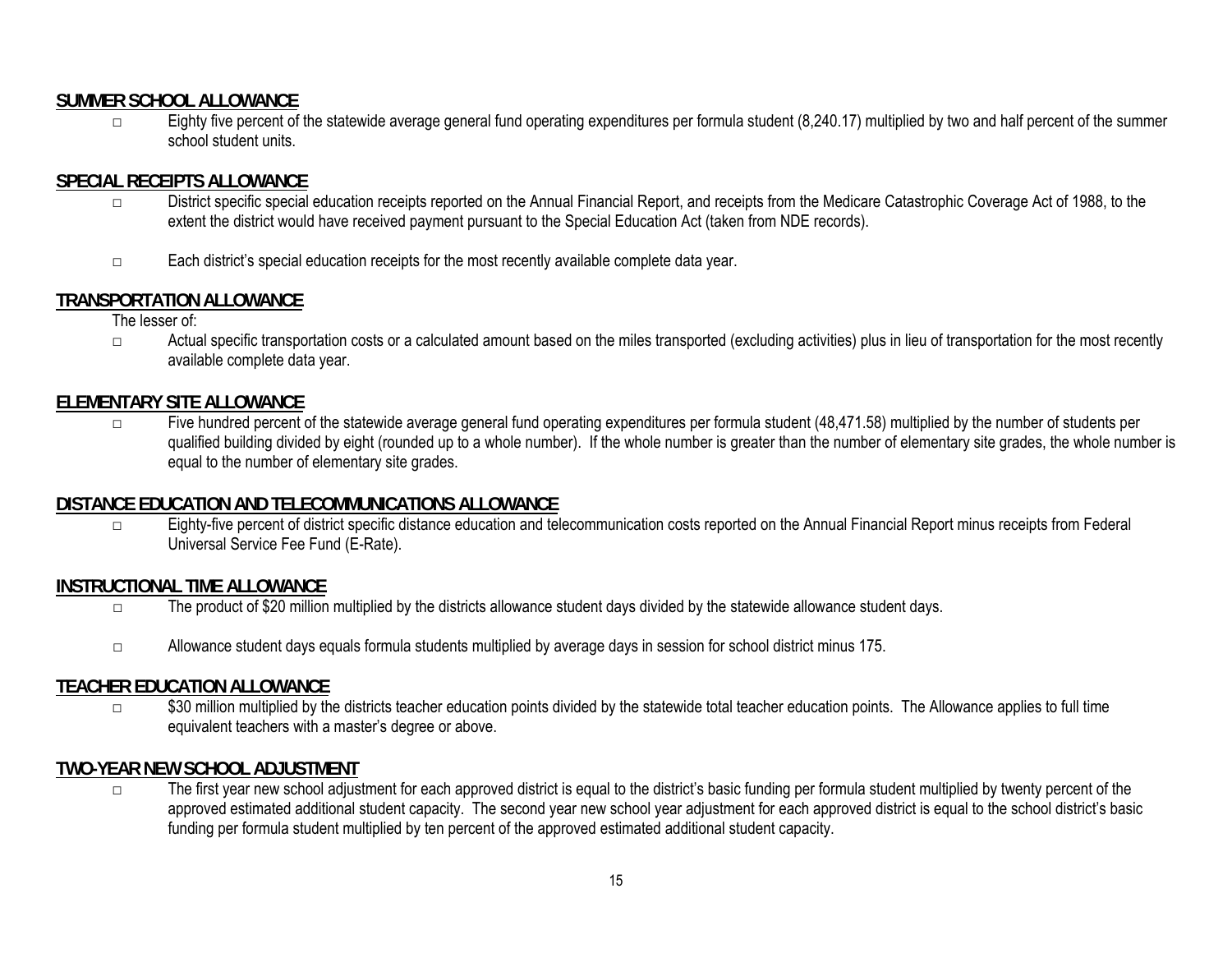## SUMMER SCHOOL ALLOWANCE

- Eighty five percent of the statewide average general fund operating expenditures per formula student (8,240.17) multiplied by two and half percent of the summer school student units.

## SPECIAL RECEIPTS ALLOWANCE

- District specific special education receipts reported on the Annual Financial Report, and receipts from the Medicare Catastrophic Coverage Act of 1988, to the extent the district would have received payment pursuant to the Special Education Act (taken from NDE records).
- Each district's special education receipts for the most recently available complete data year.

## TRANSPORTATION ALLOWANCE

The lesser of:

- Actual specific transportation costs or a calculated amount based on the miles transported (excluding activities) plus in lieu of transportation for the most recently available complete data year.

## ELEMENTARY SITE ALLOWANCE

- Five hundred percent of the statewide average general fund operating expenditures per formula student (48,471.58) multiplied by the number of students per qualified building divided by eight (rounded up to a whole number). If the whole number is greater than the number of elementary site grades, the whole number is equal to the number of elementary site grades.

## DISTANCE EDUCATION AND TELECOMMUNICATIONS ALLOWANCE

- Eighty-five percent of district specific distance education and telecommunication costs reported on the Annual Financial Report minus receipts from Federal Universal Service Fee Fund (E-Rate).

## INSTRUCTIONAL TIME ALLOWANCE

- The product of $20 million multiplied by the districts allowance student days divided by the statewide allowance student days.
- Allowance student days equals formula students multiplied by average days in session for school district minus 175.

## TEACHER EDUCATION ALLOWANCE

- $30 million multiplied by the districts teacher education points divided by the statewide total teacher education points. The Allowance applies to full time equivalent teachers with a master's degree or above.

## TWO-YEAR NEW SCHOOL ADJUSTMENT

- The first year new school adjustment for each approved district is equal to the district's basic funding per formula student multiplied by twenty percent of the approved estimated additional student capacity. The second year new school year adjustment for each approved district is equal to the school district's basic funding per formula student multiplied by ten percent of the approved estimated additional student capacity.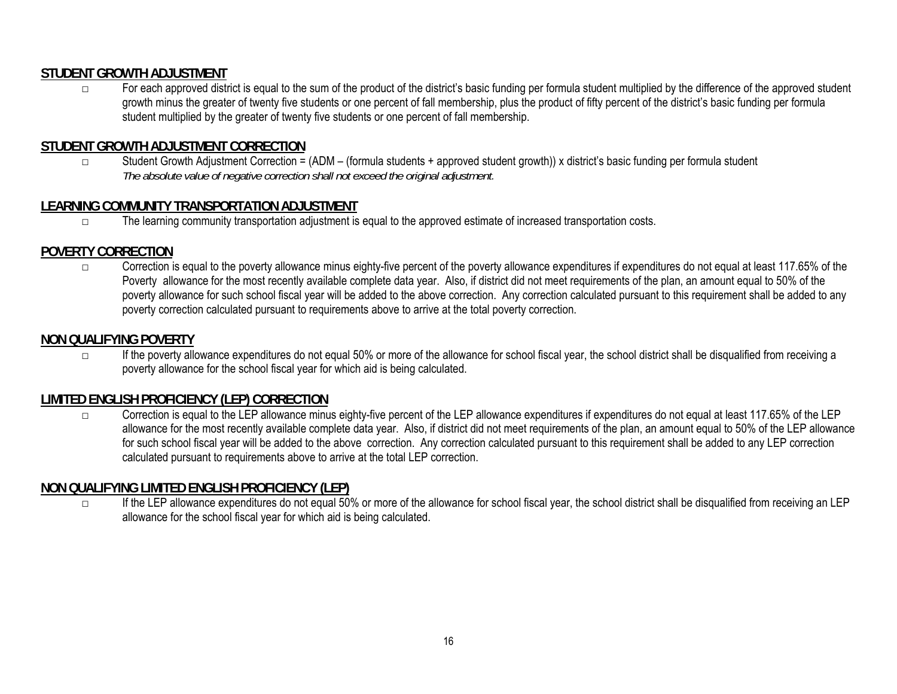## STUDENT GROWTH ADJUSTMENT

- For each approved district is equal to the sum of the product of the district's basic funding per formula student multiplied by the difference of the approved student growth minus the greater of twenty five students or one percent of fall membership, plus the product of fifty percent of the district's basic funding per formula student multiplied by the greater of twenty five students or one percent of fall membership.

## STUDENT GROWTH ADJUSTMENT CORRECTION

- Student Growth Adjustment Correction = (ADM – (formula students + approved student growth)) x district's basic funding per formula student
  *The absolute value of negative correction shall not exceed the original adjustment.*

## LEARNING COMMUNITY TRANSPORTATION ADJUSTMENT

- The learning community transportation adjustment is equal to the approved estimate of increased transportation costs.

## POVERTY CORRECTION

- Correction is equal to the poverty allowance minus eighty-five percent of the poverty allowance expenditures if expenditures do not equal at least 117.65% of the Poverty allowance for the most recently available complete data year. Also, if district did not meet requirements of the plan, an amount equal to 50% of the poverty allowance for such school fiscal year will be added to the above correction. Any correction calculated pursuant to this requirement shall be added to any poverty correction calculated pursuant to requirements above to arrive at the total poverty correction.

## NON QUALIFYING POVERTY

- If the poverty allowance expenditures do not equal 50% or more of the allowance for school fiscal year, the school district shall be disqualified from receiving a poverty allowance for the school fiscal year for which aid is being calculated.

## LIMITED ENGLISH PROFICIENCY (LEP) CORRECTION

- Correction is equal to the LEP allowance minus eighty-five percent of the LEP allowance expenditures if expenditures do not equal at least 117.65% of the LEP allowance for the most recently available complete data year. Also, if district did not meet requirements of the plan, an amount equal to 50% of the LEP allowance for such school fiscal year will be added to the above correction. Any correction calculated pursuant to this requirement shall be added to any LEP correction calculated pursuant to requirements above to arrive at the total LEP correction.

## NON QUALIFYING LIMITED ENGLISH PROFICIENCY (LEP)

- If the LEP allowance expenditures do not equal 50% or more of the allowance for school fiscal year, the school district shall be disqualified from receiving an LEP allowance for the school fiscal year for which aid is being calculated.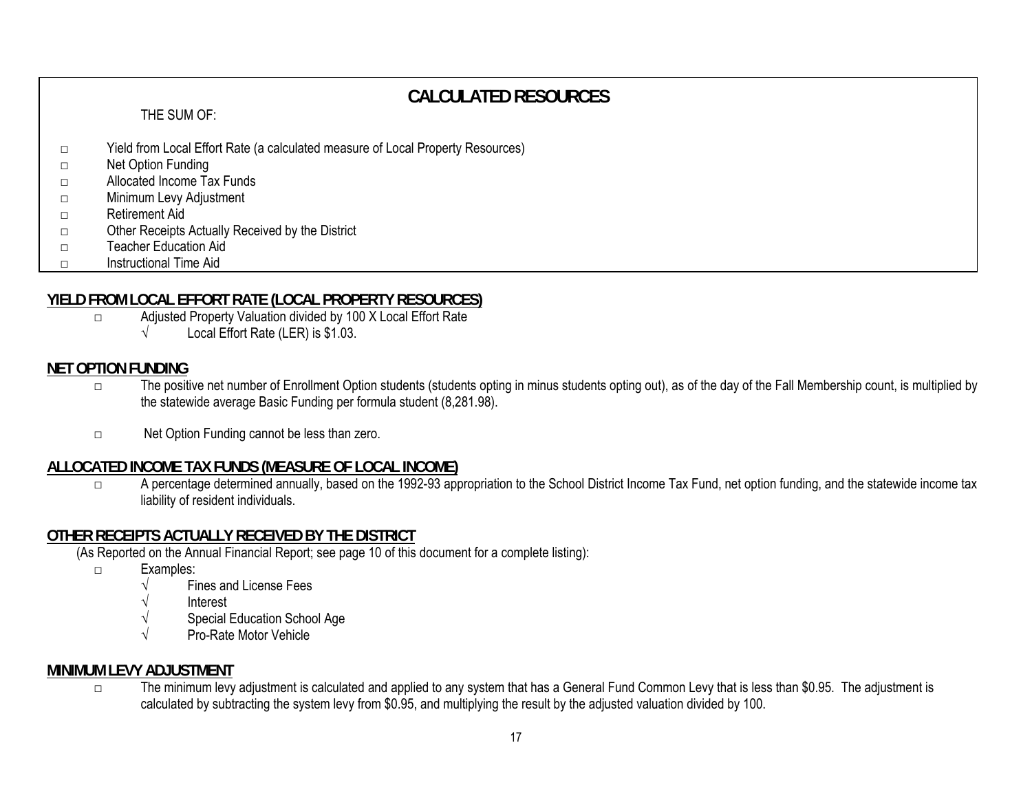# CALCULATED RESOURCES

THE SUM OF:

- Yield from Local Effort Rate (a calculated measure of Local Property Resources)
- Net Option Funding
- Allocated Income Tax Funds
- Minimum Levy Adjustment
- Retirement Aid
- Other Receipts Actually Received by the District
- Teacher Education Aid
- Instructional Time Aid

## YIELD FROM LOCAL EFFORT RATE (LOCAL PROPERTY RESOURCES)

- Adjusted Property Valuation divided by 100 X Local Effort Rate
  - √ Local Effort Rate (LER) is $1.03.

## NET OPTION FUNDING

- The positive net number of Enrollment Option students (students opting in minus students opting out), as of the day of the Fall Membership count, is multiplied by the statewide average Basic Funding per formula student (8,281.98).
- Net Option Funding cannot be less than zero.

## ALLOCATED INCOME TAX FUNDS (MEASURE OF LOCAL INCOME)

- A percentage determined annually, based on the 1992-93 appropriation to the School District Income Tax Fund, net option funding, and the statewide income tax liability of resident individuals.

## OTHER RECEIPTS ACTUALLY RECEIVED BY THE DISTRICT

(As Reported on the Annual Financial Report; see page 10 of this document for a complete listing):

- Examples:
  - √ Fines and License Fees
  - √ Interest
  - √ Special Education School Age
  - √ Pro-Rate Motor Vehicle

## MINIMUM LEVY ADJUSTMENT

- The minimum levy adjustment is calculated and applied to any system that has a General Fund Common Levy that is less than $0.95. The adjustment is calculated by subtracting the system levy from $0.95, and multiplying the result by the adjusted valuation divided by 100.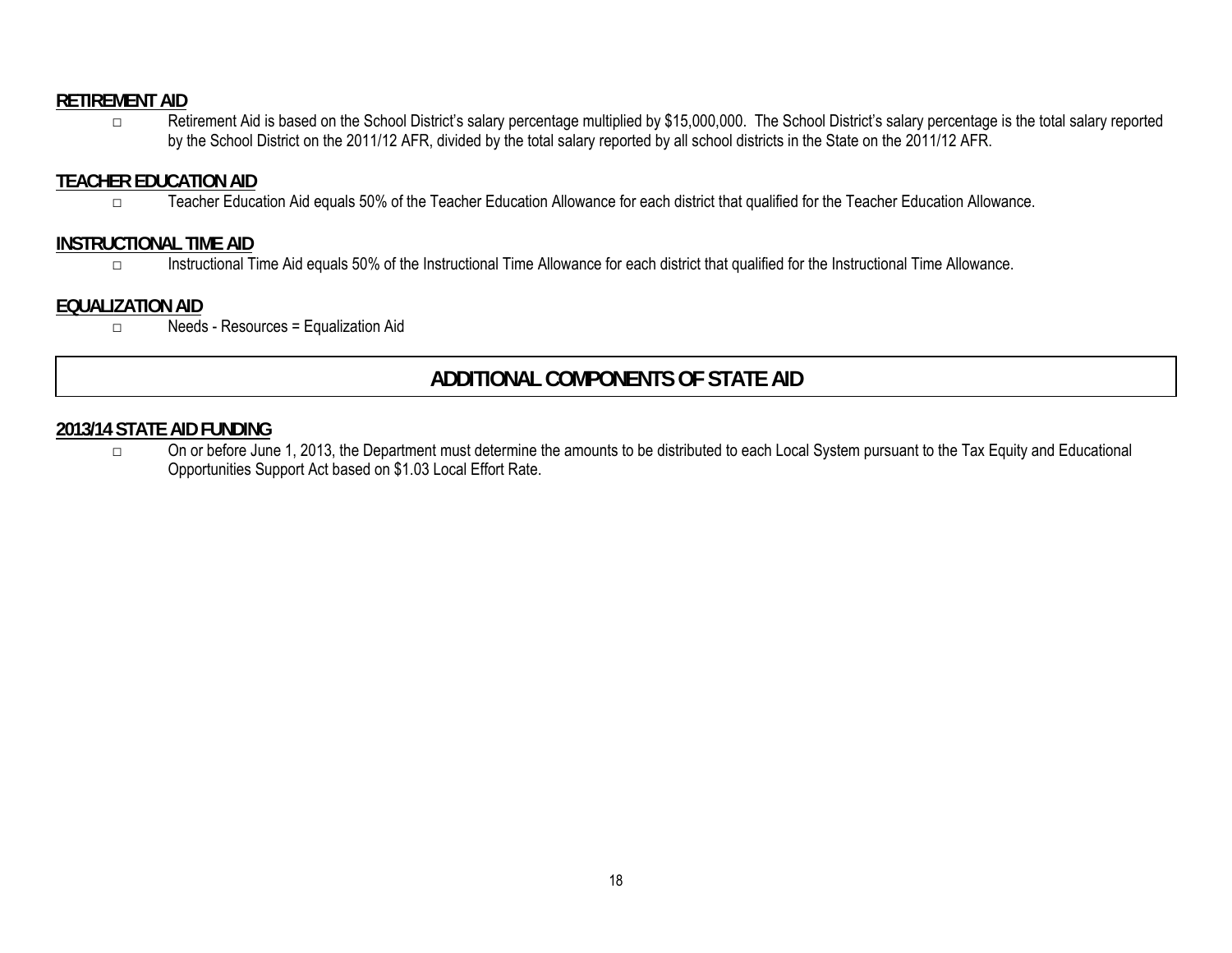## RETIREMENT AID

- Retirement Aid is based on the School District's salary percentage multiplied by $15,000,000. The School District's salary percentage is the total salary reported by the School District on the 2011/12 AFR, divided by the total salary reported by all school districts in the State on the 2011/12 AFR.

## TEACHER EDUCATION AID

- Teacher Education Aid equals 50% of the Teacher Education Allowance for each district that qualified for the Teacher Education Allowance.

## INSTRUCTIONAL TIME AID

- Instructional Time Aid equals 50% of the Instructional Time Allowance for each district that qualified for the Instructional Time Allowance.

## EQUALIZATION AID

- Needs - Resources = Equalization Aid

# ADDITIONAL COMPONENTS OF STATE AID

## 2013/14 STATE AID FUNDING

- On or before June 1, 2013, the Department must determine the amounts to be distributed to each Local System pursuant to the Tax Equity and Educational Opportunities Support Act based on $1.03 Local Effort Rate.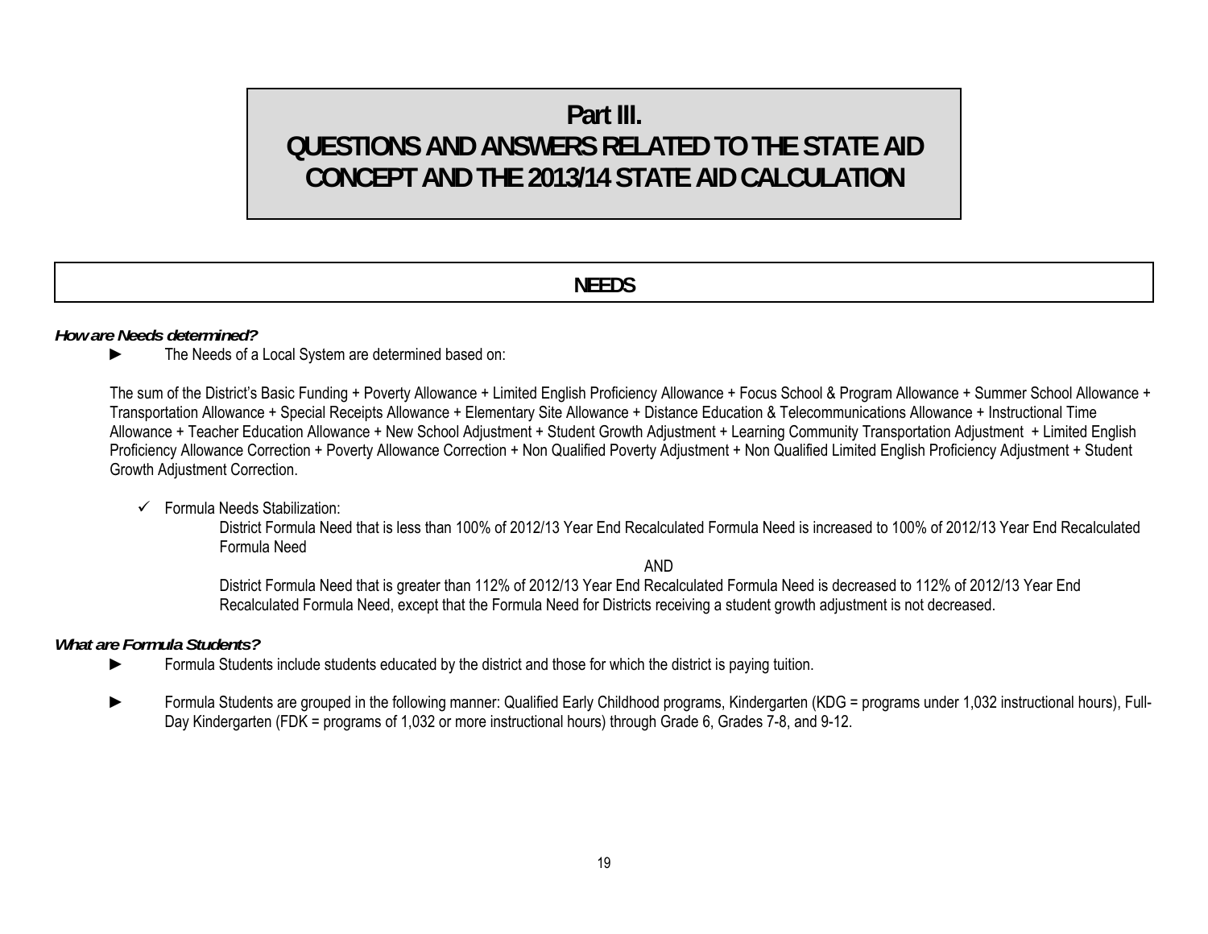# Part III.
# QUESTIONS AND ANSWERS RELATED TO THE STATE AID CONCEPT AND THE 2013/14 STATE AID CALCULATION

## NEEDS

***How are Needs determined?***

- ► The Needs of a Local System are determined based on:

  The sum of the District's Basic Funding + Poverty Allowance + Limited English Proficiency Allowance + Focus School & Program Allowance + Summer School Allowance + Transportation Allowance + Special Receipts Allowance + Elementary Site Allowance + Distance Education & Telecommunications Allowance + Instructional Time Allowance + Teacher Education Allowance + New School Adjustment + Student Growth Adjustment + Learning Community Transportation Adjustment + Limited English Proficiency Allowance Correction + Poverty Allowance Correction + Non Qualified Poverty Adjustment + Non Qualified Limited English Proficiency Adjustment + Student Growth Adjustment Correction.

  - ✓ Formula Needs Stabilization:

    District Formula Need that is less than 100% of 2012/13 Year End Recalculated Formula Need is increased to 100% of 2012/13 Year End Recalculated Formula Need

    AND

    District Formula Need that is greater than 112% of 2012/13 Year End Recalculated Formula Need is decreased to 112% of 2012/13 Year End Recalculated Formula Need, except that the Formula Need for Districts receiving a student growth adjustment is not decreased.

***What are Formula Students?***

- ► Formula Students include students educated by the district and those for which the district is paying tuition.
- ► Formula Students are grouped in the following manner: Qualified Early Childhood programs, Kindergarten (KDG = programs under 1,032 instructional hours), Full-Day Kindergarten (FDK = programs of 1,032 or more instructional hours) through Grade 6, Grades 7-8, and 9-12.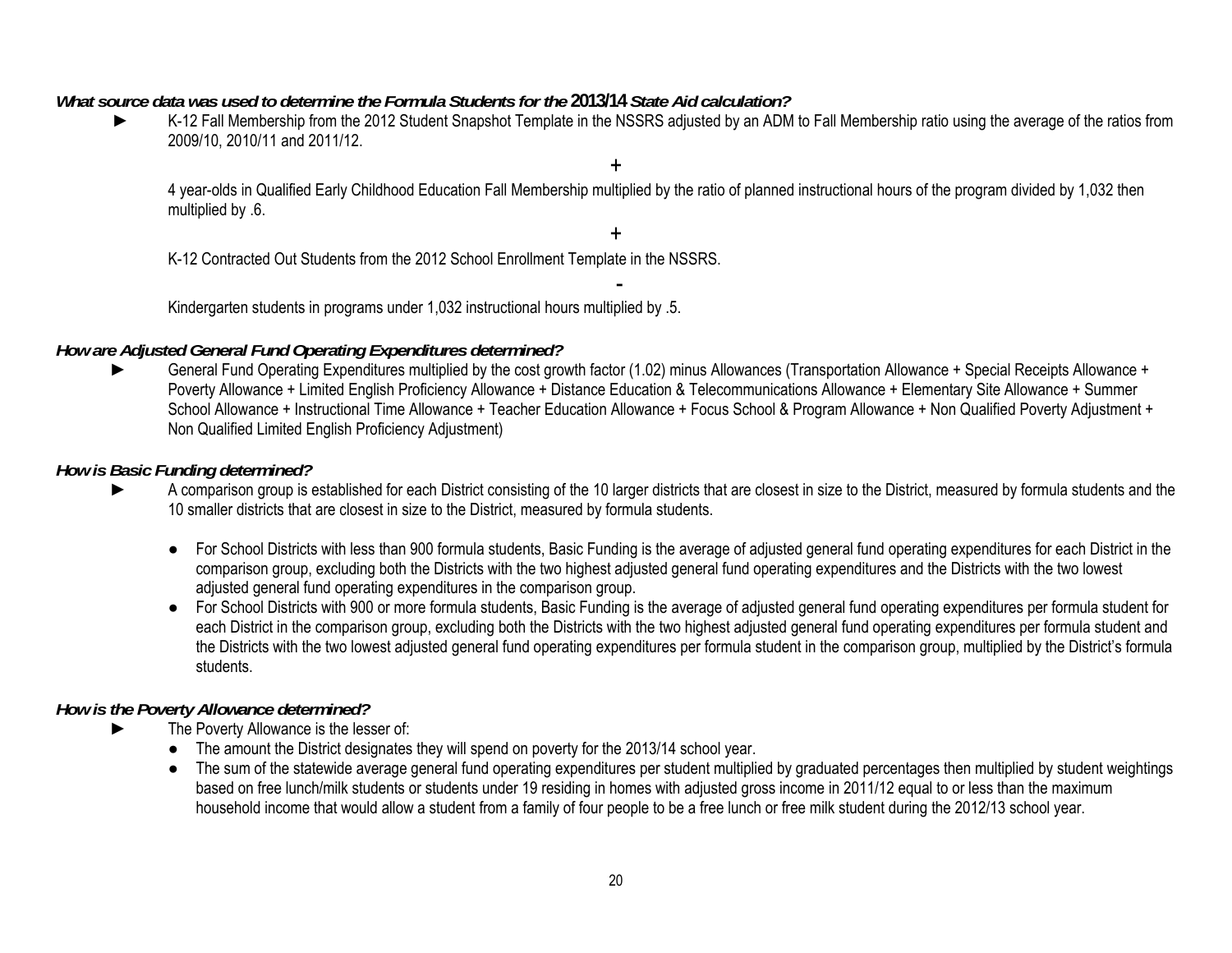***What source data was used to determine the Formula Students for the 2013/14 State Aid calculation?***

- K-12 Fall Membership from the 2012 Student Snapshot Template in the NSSRS adjusted by an ADM to Fall Membership ratio using the average of the ratios from 2009/10, 2010/11 and 2011/12.

  +

  4 year-olds in Qualified Early Childhood Education Fall Membership multiplied by the ratio of planned instructional hours of the program divided by 1,032 then multiplied by .6.

  +

  K-12 Contracted Out Students from the 2012 School Enrollment Template in the NSSRS.

  -

  Kindergarten students in programs under 1,032 instructional hours multiplied by .5.

***How are Adjusted General Fund Operating Expenditures determined?***

- General Fund Operating Expenditures multiplied by the cost growth factor (1.02) minus Allowances (Transportation Allowance + Special Receipts Allowance + Poverty Allowance + Limited English Proficiency Allowance + Distance Education & Telecommunications Allowance + Elementary Site Allowance + Summer School Allowance + Instructional Time Allowance + Teacher Education Allowance + Focus School & Program Allowance + Non Qualified Poverty Adjustment + Non Qualified Limited English Proficiency Adjustment)

***How is Basic Funding determined?***

- A comparison group is established for each District consisting of the 10 larger districts that are closest in size to the District, measured by formula students and the 10 smaller districts that are closest in size to the District, measured by formula students.
  - For School Districts with less than 900 formula students, Basic Funding is the average of adjusted general fund operating expenditures for each District in the comparison group, excluding both the Districts with the two highest adjusted general fund operating expenditures and the Districts with the two lowest adjusted general fund operating expenditures in the comparison group.
  - For School Districts with 900 or more formula students, Basic Funding is the average of adjusted general fund operating expenditures per formula student for each District in the comparison group, excluding both the Districts with the two highest adjusted general fund operating expenditures per formula student and the Districts with the two lowest adjusted general fund operating expenditures per formula student in the comparison group, multiplied by the District's formula students.

***How is the Poverty Allowance determined?***

- The Poverty Allowance is the lesser of:
  - The amount the District designates they will spend on poverty for the 2013/14 school year.
  - The sum of the statewide average general fund operating expenditures per student multiplied by graduated percentages then multiplied by student weightings based on free lunch/milk students or students under 19 residing in homes with adjusted gross income in 2011/12 equal to or less than the maximum household income that would allow a student from a family of four people to be a free lunch or free milk student during the 2012/13 school year.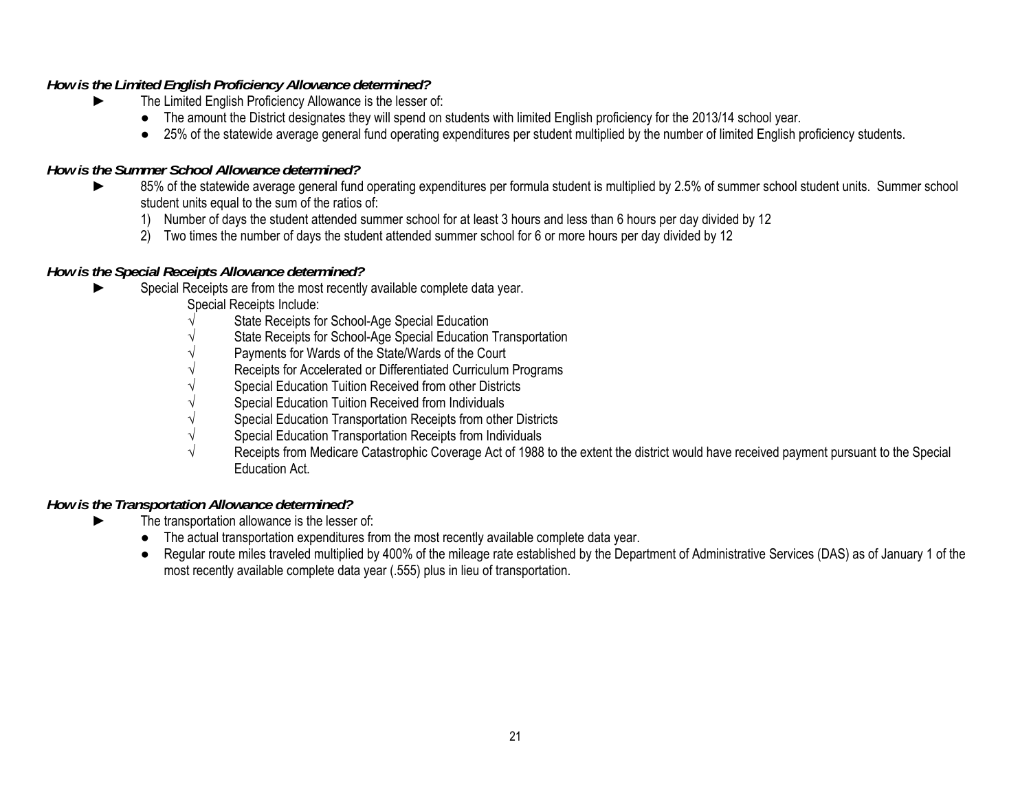### *How is the Limited English Proficiency Allowance determined?*

- ► The Limited English Proficiency Allowance is the lesser of:
  - ● The amount the District designates they will spend on students with limited English proficiency for the 2013/14 school year.
  - ● 25% of the statewide average general fund operating expenditures per student multiplied by the number of limited English proficiency students.

### *How is the Summer School Allowance determined?*

- ► 85% of the statewide average general fund operating expenditures per formula student is multiplied by 2.5% of summer school student units. Summer school student units equal to the sum of the ratios of:
  1) Number of days the student attended summer school for at least 3 hours and less than 6 hours per day divided by 12
  2) Two times the number of days the student attended summer school for 6 or more hours per day divided by 12

### *How is the Special Receipts Allowance determined?*

- ► Special Receipts are from the most recently available complete data year.

  Special Receipts Include:
  - √ State Receipts for School-Age Special Education
  - √ State Receipts for School-Age Special Education Transportation
  - √ Payments for Wards of the State/Wards of the Court
  - √ Receipts for Accelerated or Differentiated Curriculum Programs
  - √ Special Education Tuition Received from other Districts
  - √ Special Education Tuition Received from Individuals
  - √ Special Education Transportation Receipts from other Districts
  - √ Special Education Transportation Receipts from Individuals
  - √ Receipts from Medicare Catastrophic Coverage Act of 1988 to the extent the district would have received payment pursuant to the Special Education Act.

### *How is the Transportation Allowance determined?*

- ► The transportation allowance is the lesser of:
  - ● The actual transportation expenditures from the most recently available complete data year.
  - ● Regular route miles traveled multiplied by 400% of the mileage rate established by the Department of Administrative Services (DAS) as of January 1 of the most recently available complete data year (.555) plus in lieu of transportation.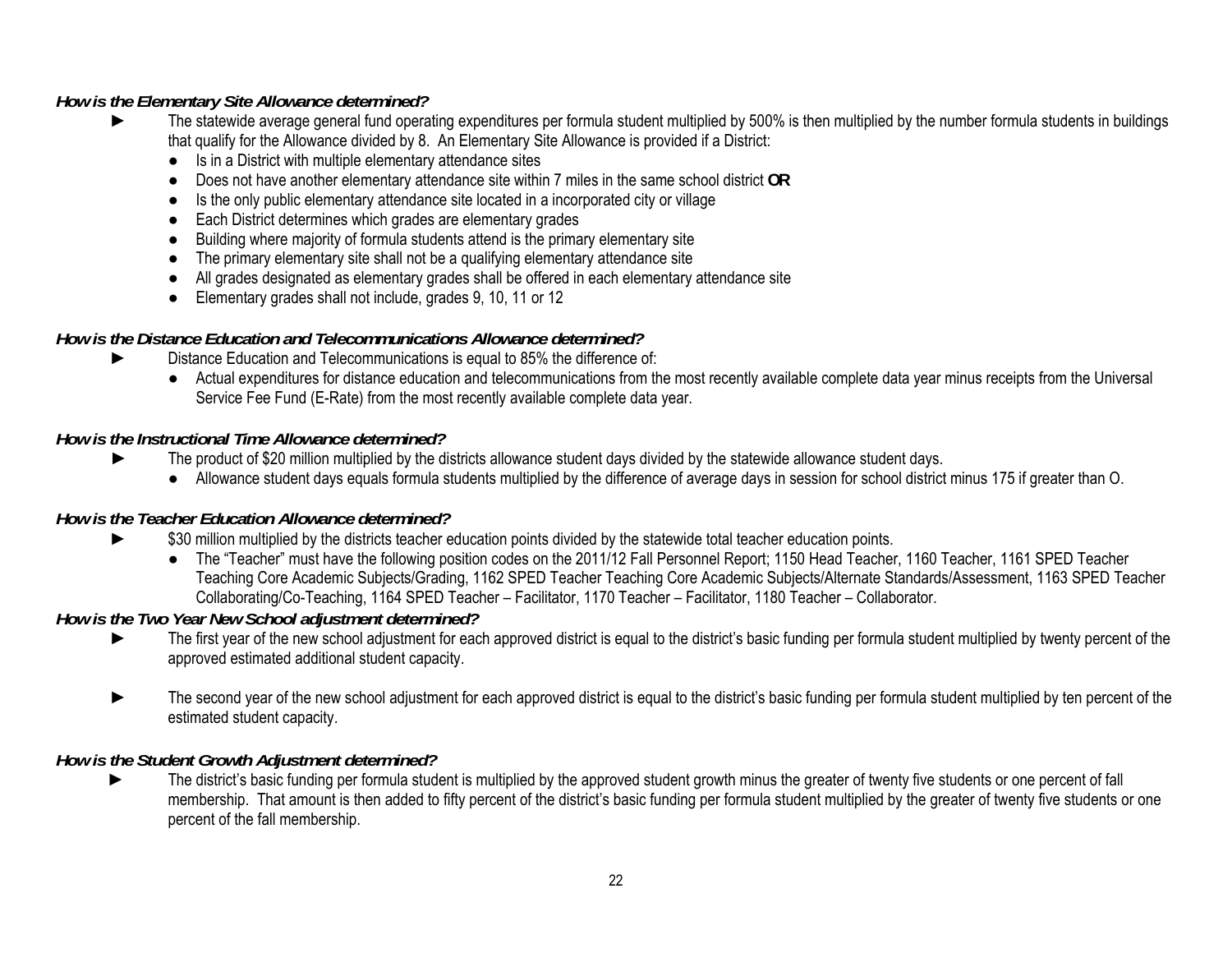### *How is the Elementary Site Allowance determined?*

- ► The statewide average general fund operating expenditures per formula student multiplied by 500% is then multiplied by the number formula students in buildings that qualify for the Allowance divided by 8. An Elementary Site Allowance is provided if a District:
  - Is in a District with multiple elementary attendance sites
  - Does not have another elementary attendance site within 7 miles in the same school district **OR**
  - Is the only public elementary attendance site located in a incorporated city or village
  - Each District determines which grades are elementary grades
  - Building where majority of formula students attend is the primary elementary site
  - The primary elementary site shall not be a qualifying elementary attendance site
  - All grades designated as elementary grades shall be offered in each elementary attendance site
  - Elementary grades shall not include, grades 9, 10, 11 or 12

### *How is the Distance Education and Telecommunications Allowance determined?*

- ► Distance Education and Telecommunications is equal to 85% the difference of:
  - Actual expenditures for distance education and telecommunications from the most recently available complete data year minus receipts from the Universal Service Fee Fund (E-Rate) from the most recently available complete data year.

### *How is the Instructional Time Allowance determined?*

- ► The product of $20 million multiplied by the districts allowance student days divided by the statewide allowance student days.
  - Allowance student days equals formula students multiplied by the difference of average days in session for school district minus 175 if greater than O.

### *How is the Teacher Education Allowance determined?*

- ► $30 million multiplied by the districts teacher education points divided by the statewide total teacher education points.
  - The "Teacher" must have the following position codes on the 2011/12 Fall Personnel Report; 1150 Head Teacher, 1160 Teacher, 1161 SPED Teacher Teaching Core Academic Subjects/Grading, 1162 SPED Teacher Teaching Core Academic Subjects/Alternate Standards/Assessment, 1163 SPED Teacher Collaborating/Co-Teaching, 1164 SPED Teacher – Facilitator, 1170 Teacher – Facilitator, 1180 Teacher – Collaborator.

### *How is the Two Year New School adjustment determined?*

- ► The first year of the new school adjustment for each approved district is equal to the district's basic funding per formula student multiplied by twenty percent of the approved estimated additional student capacity.

- ► The second year of the new school adjustment for each approved district is equal to the district's basic funding per formula student multiplied by ten percent of the estimated student capacity.

### *How is the Student Growth Adjustment determined?*

- ► The district's basic funding per formula student is multiplied by the approved student growth minus the greater of twenty five students or one percent of fall membership. That amount is then added to fifty percent of the district's basic funding per formula student multiplied by the greater of twenty five students or one percent of the fall membership.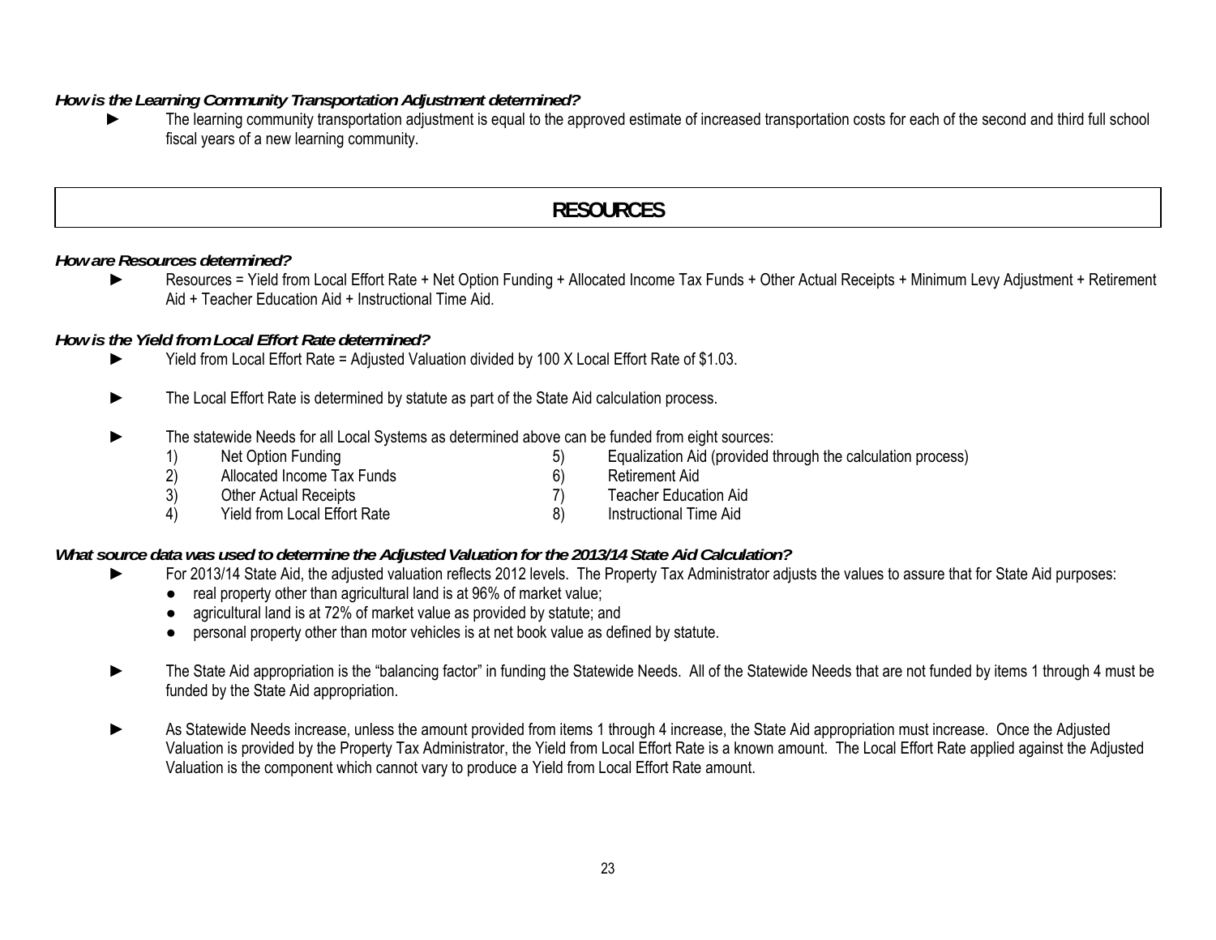***How is the Learning Community Transportation Adjustment determined?***

- The learning community transportation adjustment is equal to the approved estimate of increased transportation costs for each of the second and third full school fiscal years of a new learning community.

## RESOURCES

***How are Resources determined?***

- Resources = Yield from Local Effort Rate + Net Option Funding + Allocated Income Tax Funds + Other Actual Receipts + Minimum Levy Adjustment + Retirement Aid + Teacher Education Aid + Instructional Time Aid.

***How is the Yield from Local Effort Rate determined?***

- Yield from Local Effort Rate = Adjusted Valuation divided by 100 X Local Effort Rate of $1.03.

- The Local Effort Rate is determined by statute as part of the State Aid calculation process.

- The statewide Needs for all Local Systems as determined above can be funded from eight sources:
  1) Net Option Funding
  2) Allocated Income Tax Funds
  3) Other Actual Receipts
  4) Yield from Local Effort Rate
  5) Equalization Aid (provided through the calculation process)
  6) Retirement Aid
  7) Teacher Education Aid
  8) Instructional Time Aid

***What source data was used to determine the Adjusted Valuation for the 2013/14 State Aid Calculation?***

- For 2013/14 State Aid, the adjusted valuation reflects 2012 levels. The Property Tax Administrator adjusts the values to assure that for State Aid purposes:
  - real property other than agricultural land is at 96% of market value;
  - agricultural land is at 72% of market value as provided by statute; and
  - personal property other than motor vehicles is at net book value as defined by statute.

- The State Aid appropriation is the "balancing factor" in funding the Statewide Needs. All of the Statewide Needs that are not funded by items 1 through 4 must be funded by the State Aid appropriation.

- As Statewide Needs increase, unless the amount provided from items 1 through 4 increase, the State Aid appropriation must increase. Once the Adjusted Valuation is provided by the Property Tax Administrator, the Yield from Local Effort Rate is a known amount. The Local Effort Rate applied against the Adjusted Valuation is the component which cannot vary to produce a Yield from Local Effort Rate amount.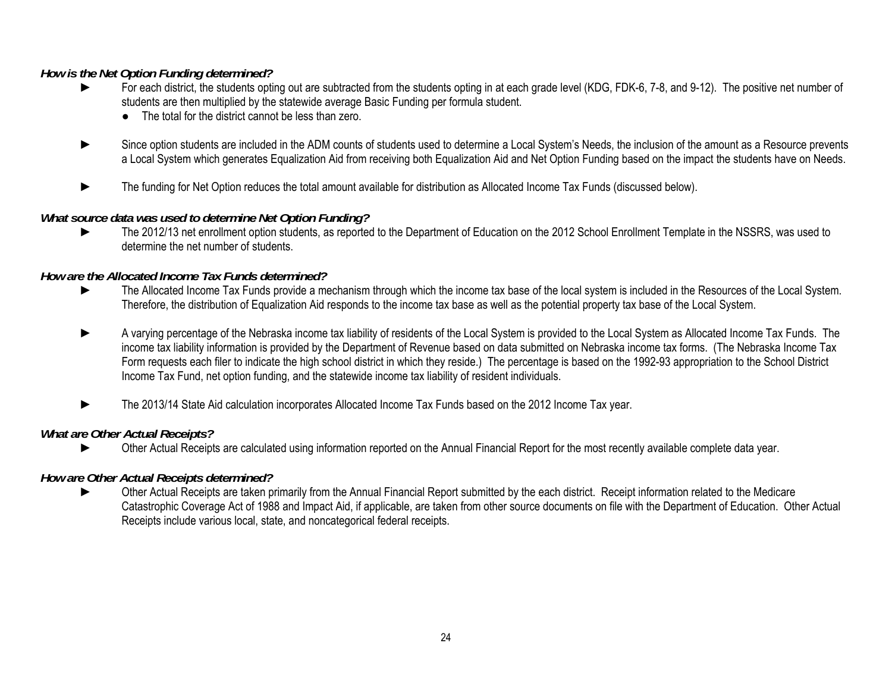***How is the Net Option Funding determined?***

- ► For each district, the students opting out are subtracted from the students opting in at each grade level (KDG, FDK-6, 7-8, and 9-12). The positive net number of students are then multiplied by the statewide average Basic Funding per formula student.
  - The total for the district cannot be less than zero.
- ► Since option students are included in the ADM counts of students used to determine a Local System's Needs, the inclusion of the amount as a Resource prevents a Local System which generates Equalization Aid from receiving both Equalization Aid and Net Option Funding based on the impact the students have on Needs.
- ► The funding for Net Option reduces the total amount available for distribution as Allocated Income Tax Funds (discussed below).

***What source data was used to determine Net Option Funding?***

- ► The 2012/13 net enrollment option students, as reported to the Department of Education on the 2012 School Enrollment Template in the NSSRS, was used to determine the net number of students.

***How are the Allocated Income Tax Funds determined?***

- ► The Allocated Income Tax Funds provide a mechanism through which the income tax base of the local system is included in the Resources of the Local System. Therefore, the distribution of Equalization Aid responds to the income tax base as well as the potential property tax base of the Local System.
- ► A varying percentage of the Nebraska income tax liability of residents of the Local System is provided to the Local System as Allocated Income Tax Funds. The income tax liability information is provided by the Department of Revenue based on data submitted on Nebraska income tax forms. (The Nebraska Income Tax Form requests each filer to indicate the high school district in which they reside.) The percentage is based on the 1992-93 appropriation to the School District Income Tax Fund, net option funding, and the statewide income tax liability of resident individuals.
- ► The 2013/14 State Aid calculation incorporates Allocated Income Tax Funds based on the 2012 Income Tax year.

***What are Other Actual Receipts?***

- ► Other Actual Receipts are calculated using information reported on the Annual Financial Report for the most recently available complete data year.

***How are Other Actual Receipts determined?***

- ► Other Actual Receipts are taken primarily from the Annual Financial Report submitted by the each district. Receipt information related to the Medicare Catastrophic Coverage Act of 1988 and Impact Aid, if applicable, are taken from other source documents on file with the Department of Education. Other Actual Receipts include various local, state, and noncategorical federal receipts.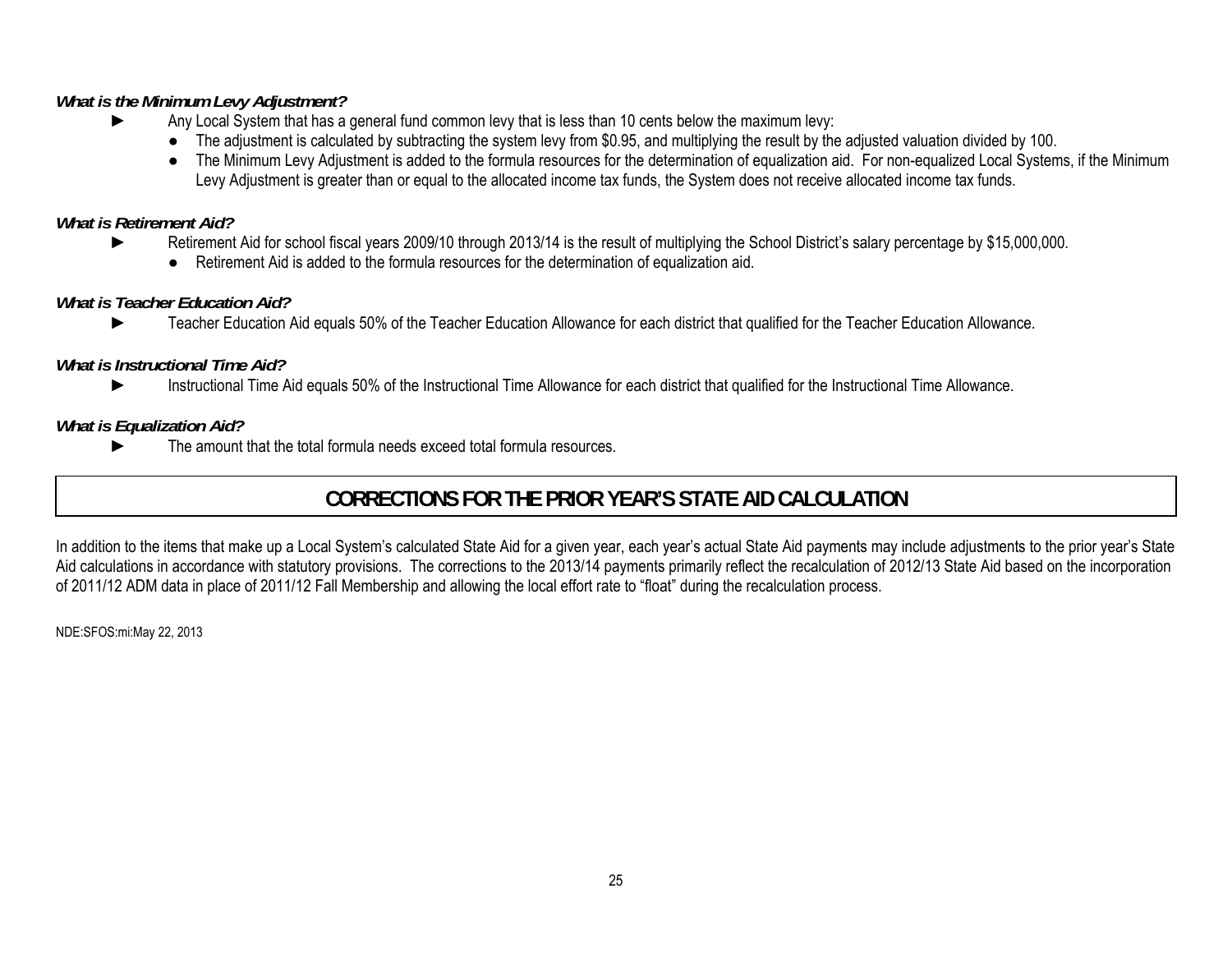***What is the Minimum Levy Adjustment?***

- Any Local System that has a general fund common levy that is less than 10 cents below the maximum levy:
  - The adjustment is calculated by subtracting the system levy from $0.95, and multiplying the result by the adjusted valuation divided by 100.
  - The Minimum Levy Adjustment is added to the formula resources for the determination of equalization aid. For non-equalized Local Systems, if the Minimum Levy Adjustment is greater than or equal to the allocated income tax funds, the System does not receive allocated income tax funds.

***What is Retirement Aid?***

- Retirement Aid for school fiscal years 2009/10 through 2013/14 is the result of multiplying the School District's salary percentage by $15,000,000.
  - Retirement Aid is added to the formula resources for the determination of equalization aid.

***What is Teacher Education Aid?***

- Teacher Education Aid equals 50% of the Teacher Education Allowance for each district that qualified for the Teacher Education Allowance.

***What is Instructional Time Aid?***

- Instructional Time Aid equals 50% of the Instructional Time Allowance for each district that qualified for the Instructional Time Allowance.

***What is Equalization Aid?***

- The amount that the total formula needs exceed total formula resources.

## CORRECTIONS FOR THE PRIOR YEAR'S STATE AID CALCULATION

In addition to the items that make up a Local System's calculated State Aid for a given year, each year's actual State Aid payments may include adjustments to the prior year's State Aid calculations in accordance with statutory provisions. The corrections to the 2013/14 payments primarily reflect the recalculation of 2012/13 State Aid based on the incorporation of 2011/12 ADM data in place of 2011/12 Fall Membership and allowing the local effort rate to "float" during the recalculation process.

NDE:SFOS:mi:May 22, 2013